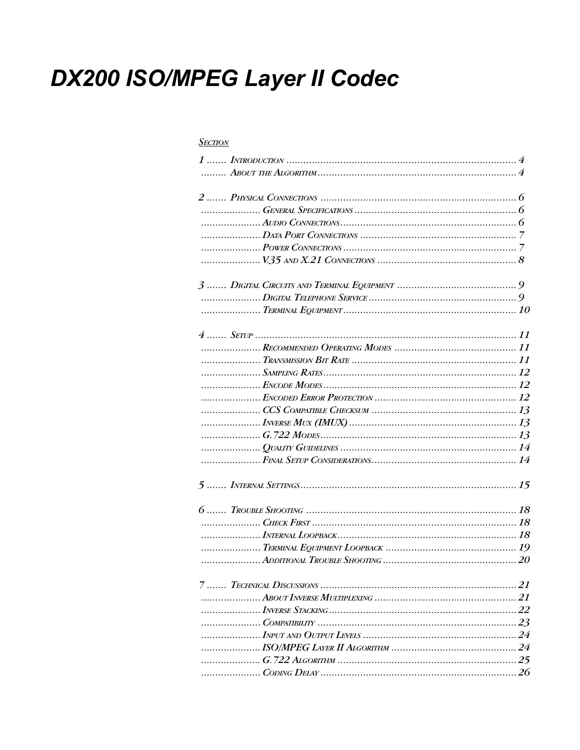# DX200 ISO/MPEG Layer II Codec

SECTION

1 ....... INTRODUCTION ................................................................................ 4
......... ABOUT THE ALGORITHM ..................................................................... 4

2 ....... PHYSICAL CONNECTIONS ...................................................................... 6
.................... GENERAL SPECIFICATIONS ........................................................ 6
.................... AUDIO CONNECTIONS ............................................................. 6
.................... DATA PORT CONNECTIONS ...................................................... 7
.................... POWER CONNECTIONS ............................................................ 7
.................... V.35 AND X.21 CONNECTIONS ................................................ 8

3 ....... DIGITAL CIRCUITS AND TERMINAL EQUIPMENT ......................................... 9
.................... DIGITAL TELEPHONE SERVICE ................................................... 9
.................... TERMINAL EQUIPMENT ............................................................ 10

4 ....... SETUP ............................................................................................ 11
.................... RECOMMENDED OPERATING MODES .......................................... 11
.................... TRANSMISSION BIT RATE ......................................................... 11
.................... SAMPLING RATES ................................................................... 12
.................... ENCODE MODES ..................................................................... 12
.................... ENCODED ERROR PROTECTION ................................................. 12
.................... CCS COMPATIBLE CHECKSUM .................................................. 13
.................... INVERSE MUX (IMUX) ............................................................ 13
.................... G.722 MODES ....................................................................... 13
.................... QUALITY GUIDELINES ............................................................. 14
.................... FINAL SETUP CONSIDERATIONS ................................................ 14

5 ....... INTERNAL SETTINGS .......................................................................... 15

6 ....... TROUBLE SHOOTING .......................................................................... 18
.................... CHECK FIRST ......................................................................... 18
.................... INTERNAL LOOPBACK .............................................................. 18
.................... TERMINAL EQUIPMENT LOOPBACK ............................................ 19
.................... ADDITIONAL TROUBLE SHOOTING .............................................. 20

7 ....... TECHNICAL DISCUSSIONS ................................................................... 21
.................... ABOUT INVERSE MULTIPLEXING ................................................ 21
.................... INVERSE STACKING ................................................................. 22
.................... COMPATIBILITY ..................................................................... 23
.................... INPUT AND OUTPUT LEVELS ..................................................... 24
.................... ISO/MPEG LAYER II ALGORITHM ............................................ 24
.................... G.722 ALGORITHM ................................................................ 25
.................... CODING DELAY ..................................................................... 26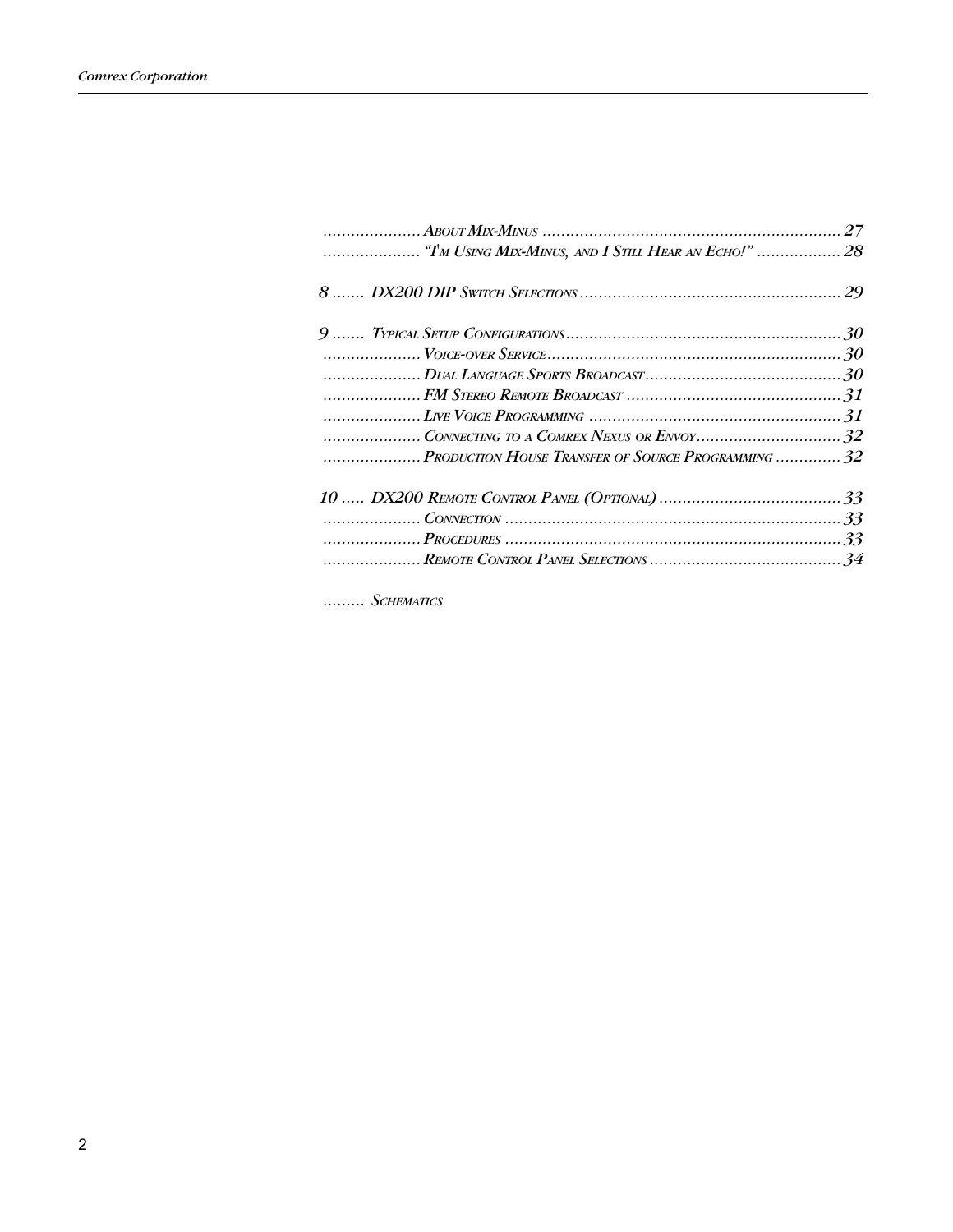..................... About Mix-Minus ................................................................ 27
..................... "I'm Using Mix-Minus, and I Still Hear an Echo!" .................. 28

8 ....... DX200 DIP Switch Selections ........................................................ 29

9 ....... Typical Setup Configurations ........................................................... 30
..................... Voice-over Service ............................................................... 30
..................... Dual Language Sports Broadcast .......................................... 30
..................... FM Stereo Remote Broadcast .............................................. 31
..................... Live Voice Programming ...................................................... 31
..................... Connecting to a Comrex Nexus or Envoy ............................... 32
..................... Production House Transfer of Source Programming .............. 32

10 ..... DX200 Remote Control Panel (Optional) ........................................ 33
..................... Connection ........................................................................ 33
..................... Procedures ........................................................................ 33
..................... Remote Control Panel Selections .......................................... 34

......... Schematics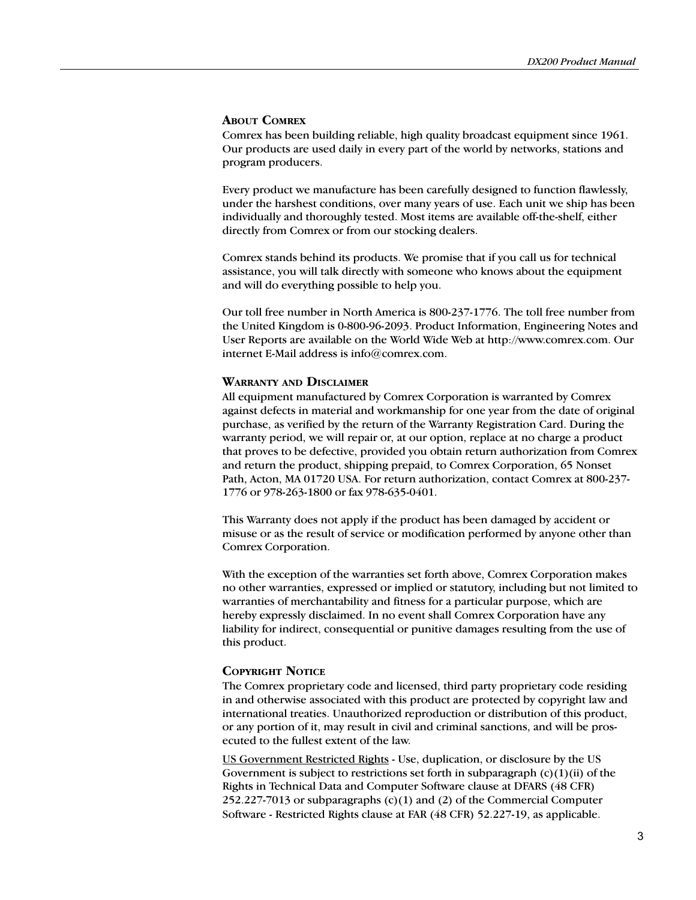## About Comrex

Comrex has been building reliable, high quality broadcast equipment since 1961. Our products are used daily in every part of the world by networks, stations and program producers.

Every product we manufacture has been carefully designed to function flawlessly, under the harshest conditions, over many years of use. Each unit we ship has been individually and thoroughly tested. Most items are available off-the-shelf, either directly from Comrex or from our stocking dealers.

Comrex stands behind its products. We promise that if you call us for technical assistance, you will talk directly with someone who knows about the equipment and will do everything possible to help you.

Our toll free number in North America is 800-237-1776. The toll free number from the United Kingdom is 0-800-96-2093. Product Information, Engineering Notes and User Reports are available on the World Wide Web at http://www.comrex.com. Our internet E-Mail address is info@comrex.com.

## Warranty and Disclaimer

All equipment manufactured by Comrex Corporation is warranted by Comrex against defects in material and workmanship for one year from the date of original purchase, as verified by the return of the Warranty Registration Card. During the warranty period, we will repair or, at our option, replace at no charge a product that proves to be defective, provided you obtain return authorization from Comrex and return the product, shipping prepaid, to Comrex Corporation, 65 Nonset Path, Acton, MA 01720 USA. For return authorization, contact Comrex at 800-237-1776 or 978-263-1800 or fax 978-635-0401.

This Warranty does not apply if the product has been damaged by accident or misuse or as the result of service or modification performed by anyone other than Comrex Corporation.

With the exception of the warranties set forth above, Comrex Corporation makes no other warranties, expressed or implied or statutory, including but not limited to warranties of merchantability and fitness for a particular purpose, which are hereby expressly disclaimed. In no event shall Comrex Corporation have any liability for indirect, consequential or punitive damages resulting from the use of this product.

## Copyright Notice

The Comrex proprietary code and licensed, third party proprietary code residing in and otherwise associated with this product are protected by copyright law and international treaties. Unauthorized reproduction or distribution of this product, or any portion of it, may result in civil and criminal sanctions, and will be prosecuted to the fullest extent of the law.

US Government Restricted Rights - Use, duplication, or disclosure by the US Government is subject to restrictions set forth in subparagraph (c)(1)(ii) of the Rights in Technical Data and Computer Software clause at DFARS (48 CFR) 252.227-7013 or subparagraphs (c)(1) and (2) of the Commercial Computer Software - Restricted Rights clause at FAR (48 CFR) 52.227-19, as applicable.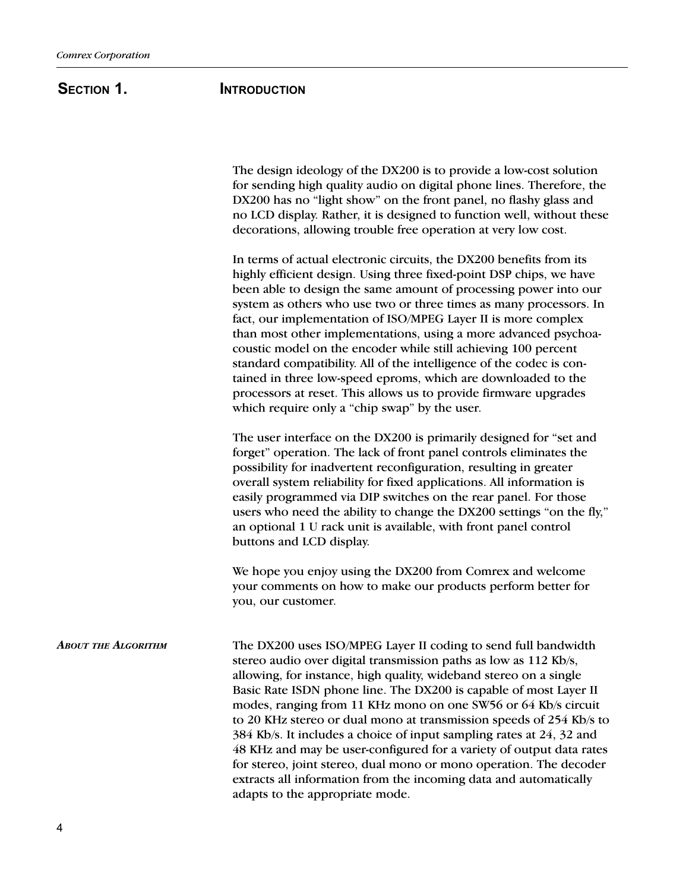# Section 1. Introduction

The design ideology of the DX200 is to provide a low-cost solution for sending high quality audio on digital phone lines. Therefore, the DX200 has no "light show" on the front panel, no flashy glass and no LCD display. Rather, it is designed to function well, without these decorations, allowing trouble free operation at very low cost.

In terms of actual electronic circuits, the DX200 benefits from its highly efficient design. Using three fixed-point DSP chips, we have been able to design the same amount of processing power into our system as others who use two or three times as many processors. In fact, our implementation of ISO/MPEG Layer II is more complex than most other implementations, using a more advanced psychoacoustic model on the encoder while still achieving 100 percent standard compatibility. All of the intelligence of the codec is contained in three low-speed eproms, which are downloaded to the processors at reset. This allows us to provide firmware upgrades which require only a "chip swap" by the user.

The user interface on the DX200 is primarily designed for "set and forget" operation. The lack of front panel controls eliminates the possibility for inadvertent reconfiguration, resulting in greater overall system reliability for fixed applications. All information is easily programmed via DIP switches on the rear panel. For those users who need the ability to change the DX200 settings "on the fly," an optional 1 U rack unit is available, with front panel control buttons and LCD display.

We hope you enjoy using the DX200 from Comrex and welcome your comments on how to make our products perform better for you, our customer.

### *About the Algorithm*

The DX200 uses ISO/MPEG Layer II coding to send full bandwidth stereo audio over digital transmission paths as low as 112 Kb/s, allowing, for instance, high quality, wideband stereo on a single Basic Rate ISDN phone line. The DX200 is capable of most Layer II modes, ranging from 11 KHz mono on one SW56 or 64 Kb/s circuit to 20 KHz stereo or dual mono at transmission speeds of 254 Kb/s to 384 Kb/s. It includes a choice of input sampling rates at 24, 32 and 48 KHz and may be user-configured for a variety of output data rates for stereo, joint stereo, dual mono or mono operation. The decoder extracts all information from the incoming data and automatically adapts to the appropriate mode.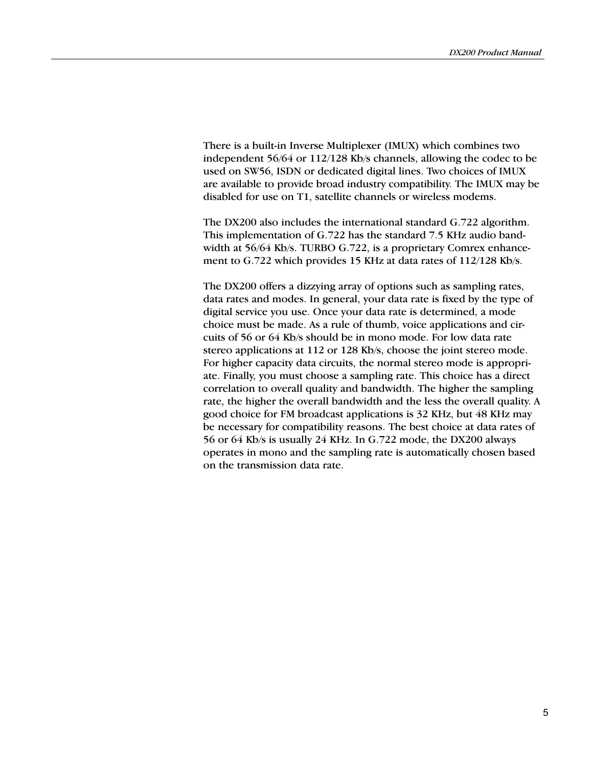There is a built-in Inverse Multiplexer (IMUX) which combines two independent 56/64 or 112/128 Kb/s channels, allowing the codec to be used on SW56, ISDN or dedicated digital lines. Two choices of IMUX are available to provide broad industry compatibility. The IMUX may be disabled for use on T1, satellite channels or wireless modems.

The DX200 also includes the international standard G.722 algorithm. This implementation of G.722 has the standard 7.5 KHz audio bandwidth at 56/64 Kb/s. TURBO G.722, is a proprietary Comrex enhancement to G.722 which provides 15 KHz at data rates of 112/128 Kb/s.

The DX200 offers a dizzying array of options such as sampling rates, data rates and modes. In general, your data rate is fixed by the type of digital service you use. Once your data rate is determined, a mode choice must be made. As a rule of thumb, voice applications and circuits of 56 or 64 Kb/s should be in mono mode. For low data rate stereo applications at 112 or 128 Kb/s, choose the joint stereo mode. For higher capacity data circuits, the normal stereo mode is appropriate. Finally, you must choose a sampling rate. This choice has a direct correlation to overall quality and bandwidth. The higher the sampling rate, the higher the overall bandwidth and the less the overall quality. A good choice for FM broadcast applications is 32 KHz, but 48 KHz may be necessary for compatibility reasons. The best choice at data rates of 56 or 64 Kb/s is usually 24 KHz. In G.722 mode, the DX200 always operates in mono and the sampling rate is automatically chosen based on the transmission data rate.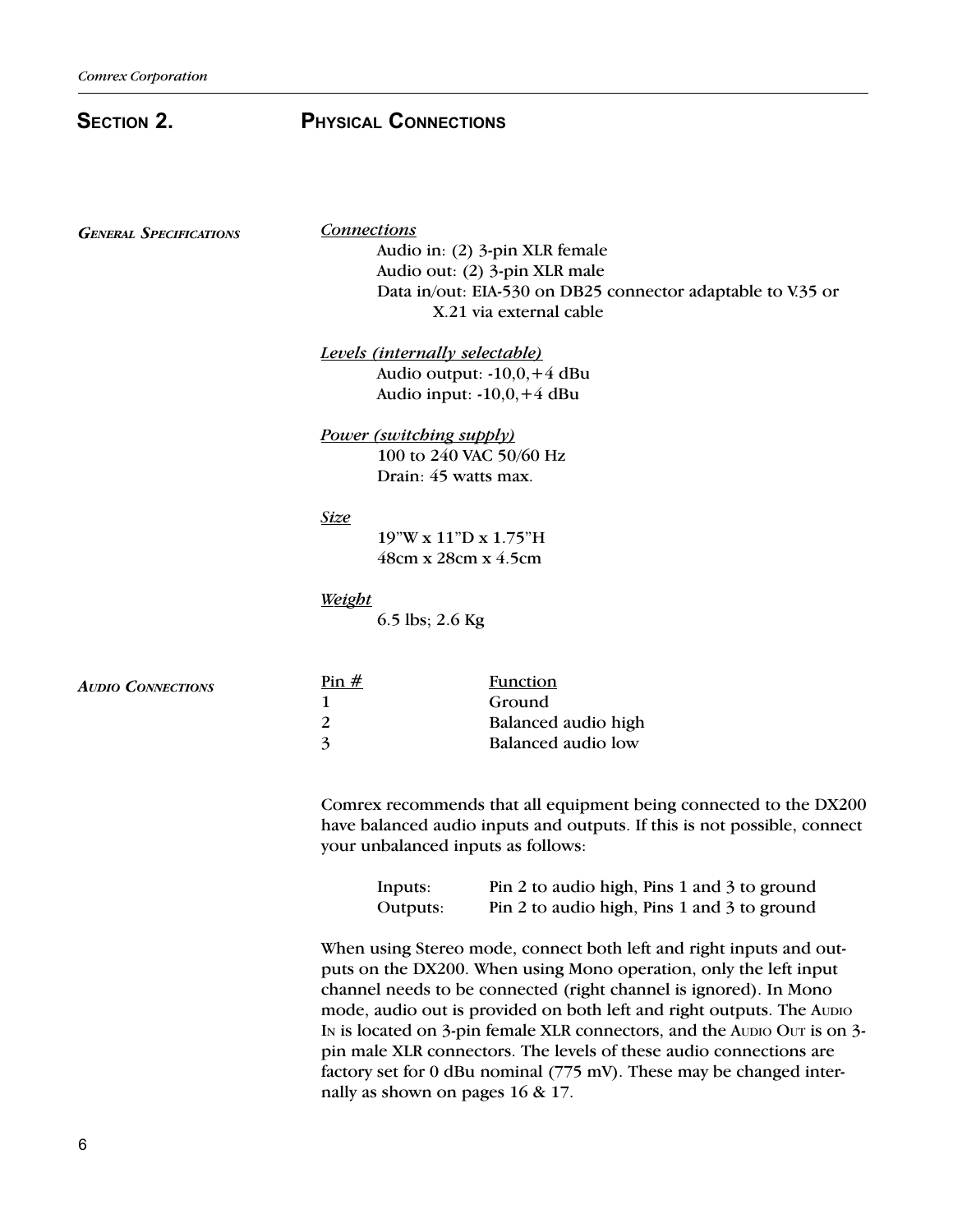# Section 2. Physical Connections

### *General Specifications*

***Connections***

Audio in: (2) 3-pin XLR female
Audio out: (2) 3-pin XLR male
Data in/out: EIA-530 on DB25 connector adaptable to V.35 or X.21 via external cable

***Levels (internally selectable)***

Audio output: -10,0,+4 dBu
Audio input: -10,0,+4 dBu

***Power (switching supply)***

100 to 240 VAC 50/60 Hz
Drain: 45 watts max.

***Size***

19"W x 11"D x 1.75"H
48cm x 28cm x 4.5cm

***Weight***

6.5 lbs; 2.6 Kg

### *Audio Connections*

| Pin # | Function |
|---|---|
| 1 | Ground |
| 2 | Balanced audio high |
| 3 | Balanced audio low |

Comrex recommends that all equipment being connected to the DX200 have balanced audio inputs and outputs. If this is not possible, connect your unbalanced inputs as follows:

| | |
|---|---|
| Inputs: | Pin 2 to audio high, Pins 1 and 3 to ground |
| Outputs: | Pin 2 to audio high, Pins 1 and 3 to ground |

When using Stereo mode, connect both left and right inputs and outputs on the DX200. When using Mono operation, only the left input channel needs to be connected (right channel is ignored). In Mono mode, audio out is provided on both left and right outputs. The Audio In is located on 3-pin female XLR connectors, and the Audio Out is on 3-pin male XLR connectors. The levels of these audio connections are factory set for 0 dBu nominal (775 mV). These may be changed internally as shown on pages 16 & 17.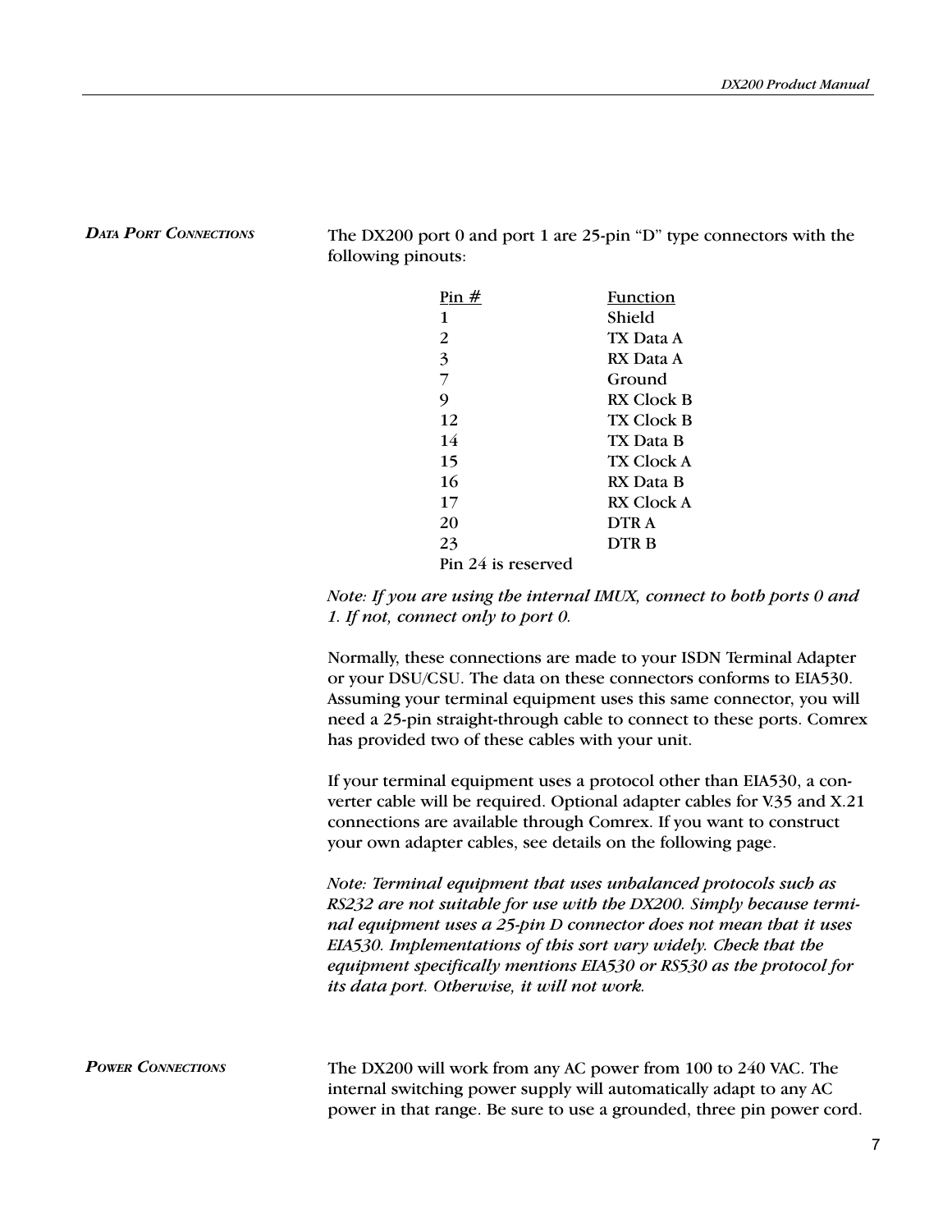## Data Port Connections

The DX200 port 0 and port 1 are 25-pin "D" type connectors with the following pinouts:

| Pin # | Function |
|---|---|
| 1 | Shield |
| 2 | TX Data A |
| 3 | RX Data A |
| 7 | Ground |
| 9 | RX Clock B |
| 12 | TX Clock B |
| 14 | TX Data B |
| 15 | TX Clock A |
| 16 | RX Data B |
| 17 | RX Clock A |
| 20 | DTR A |
| 23 | DTR B |

Pin 24 is reserved

*Note: If you are using the internal IMUX, connect to both ports 0 and 1. If not, connect only to port 0.*

Normally, these connections are made to your ISDN Terminal Adapter or your DSU/CSU. The data on these connectors conforms to EIA530. Assuming your terminal equipment uses this same connector, you will need a 25-pin straight-through cable to connect to these ports. Comrex has provided two of these cables with your unit.

If your terminal equipment uses a protocol other than EIA530, a converter cable will be required. Optional adapter cables for V.35 and X.21 connections are available through Comrex. If you want to construct your own adapter cables, see details on the following page.

*Note: Terminal equipment that uses unbalanced protocols such as RS232 are not suitable for use with the DX200. Simply because terminal equipment uses a 25-pin D connector does not mean that it uses EIA530. Implementations of this sort vary widely. Check that the equipment specifically mentions EIA530 or RS530 as the protocol for its data port. Otherwise, it will not work.*

## Power Connections

The DX200 will work from any AC power from 100 to 240 VAC. The internal switching power supply will automatically adapt to any AC power in that range. Be sure to use a grounded, three pin power cord.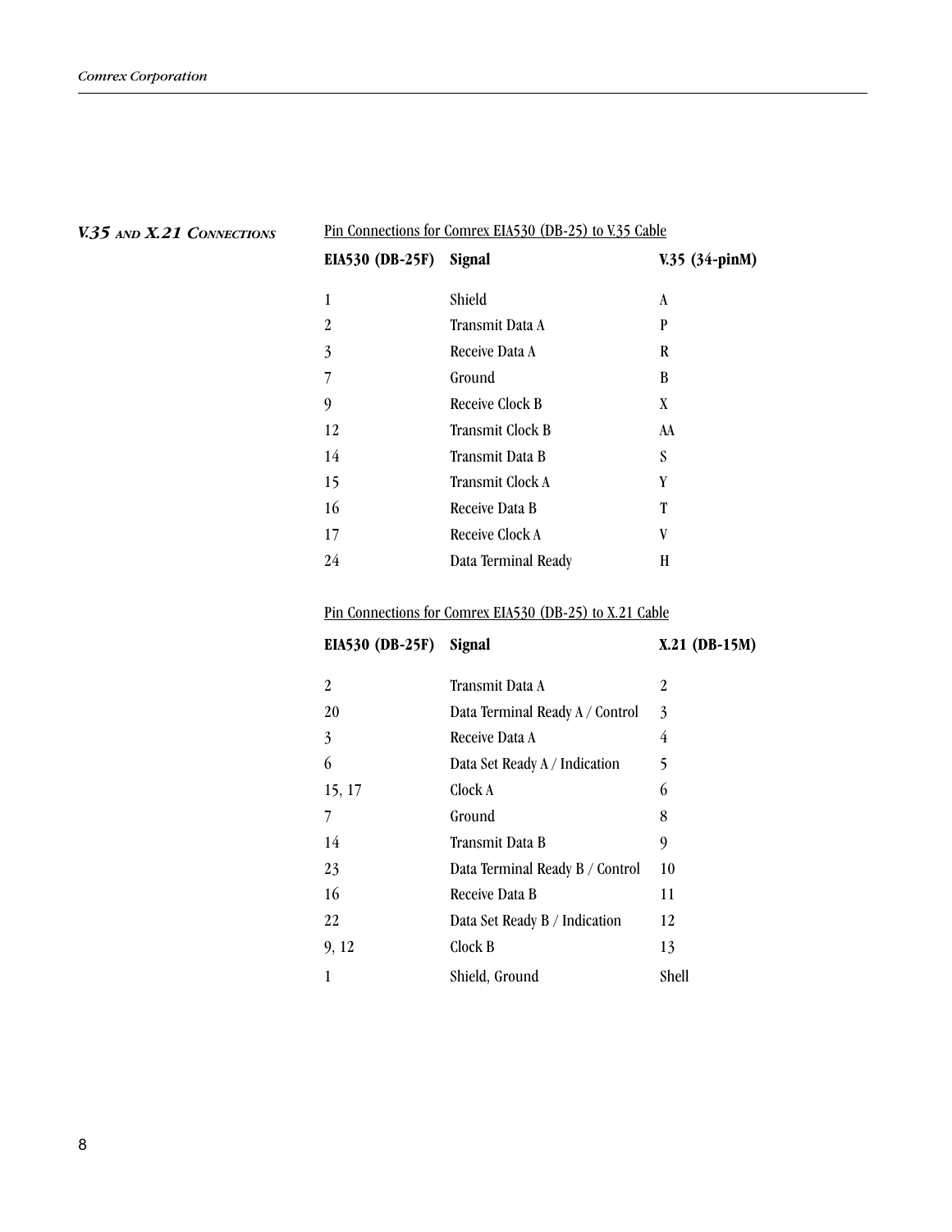## V.35 and X.21 Connections

Pin Connections for Comrex EIA530 (DB-25) to V.35 Cable

| EIA530 (DB-25F) | Signal | V.35 (34-pinM) |
|---|---|---|
| 1 | Shield | A |
| 2 | Transmit Data A | P |
| 3 | Receive Data A | R |
| 7 | Ground | B |
| 9 | Receive Clock B | X |
| 12 | Transmit Clock B | AA |
| 14 | Transmit Data B | S |
| 15 | Transmit Clock A | Y |
| 16 | Receive Data B | T |
| 17 | Receive Clock A | V |
| 24 | Data Terminal Ready | H |

Pin Connections for Comrex EIA530 (DB-25) to X.21 Cable

| EIA530 (DB-25F) | Signal | X.21 (DB-15M) |
|---|---|---|
| 2 | Transmit Data A | 2 |
| 20 | Data Terminal Ready A / Control | 3 |
| 3 | Receive Data A | 4 |
| 6 | Data Set Ready A / Indication | 5 |
| 15, 17 | Clock A | 6 |
| 7 | Ground | 8 |
| 14 | Transmit Data B | 9 |
| 23 | Data Terminal Ready B / Control | 10 |
| 16 | Receive Data B | 11 |
| 22 | Data Set Ready B / Indication | 12 |
| 9, 12 | Clock B | 13 |
| 1 | Shield, Ground | Shell |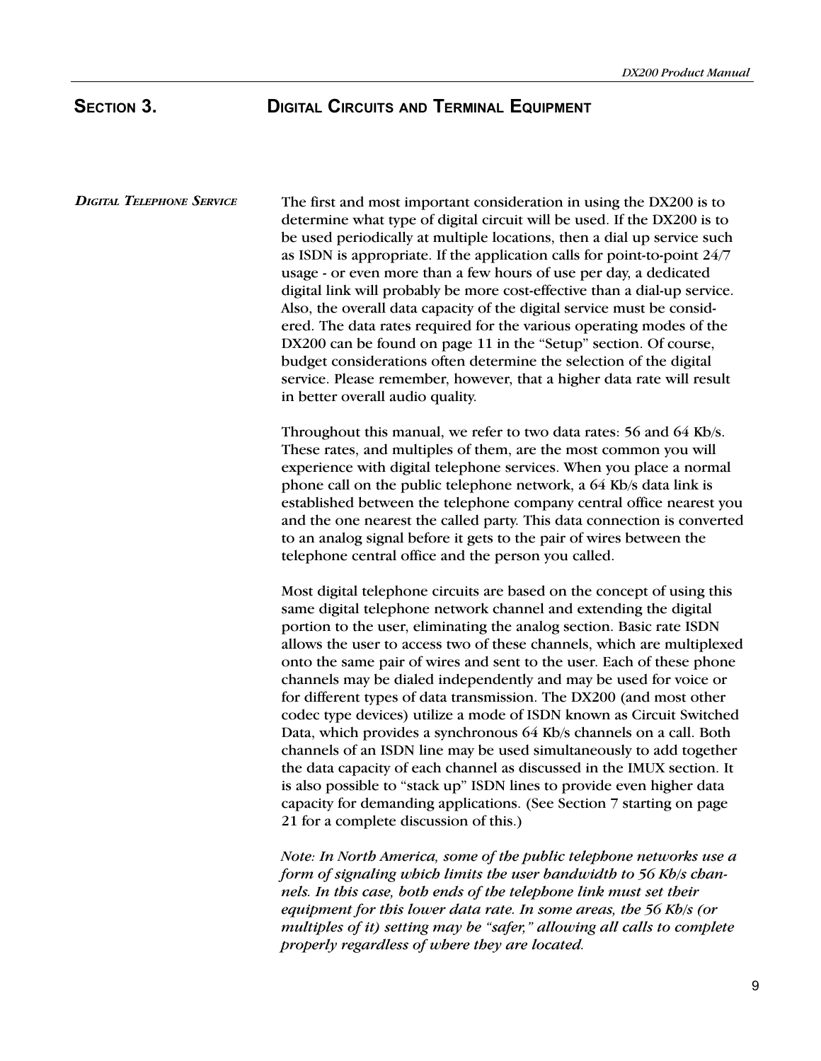# SECTION 3. DIGITAL CIRCUITS AND TERMINAL EQUIPMENT

## *DIGITAL TELEPHONE SERVICE*

The first and most important consideration in using the DX200 is to determine what type of digital circuit will be used. If the DX200 is to be used periodically at multiple locations, then a dial up service such as ISDN is appropriate. If the application calls for point-to-point 24/7 usage - or even more than a few hours of use per day, a dedicated digital link will probably be more cost-effective than a dial-up service. Also, the overall data capacity of the digital service must be considered. The data rates required for the various operating modes of the DX200 can be found on page 11 in the "Setup" section. Of course, budget considerations often determine the selection of the digital service. Please remember, however, that a higher data rate will result in better overall audio quality.

Throughout this manual, we refer to two data rates: 56 and 64 Kb/s. These rates, and multiples of them, are the most common you will experience with digital telephone services. When you place a normal phone call on the public telephone network, a 64 Kb/s data link is established between the telephone company central office nearest you and the one nearest the called party. This data connection is converted to an analog signal before it gets to the pair of wires between the telephone central office and the person you called.

Most digital telephone circuits are based on the concept of using this same digital telephone network channel and extending the digital portion to the user, eliminating the analog section. Basic rate ISDN allows the user to access two of these channels, which are multiplexed onto the same pair of wires and sent to the user. Each of these phone channels may be dialed independently and may be used for voice or for different types of data transmission. The DX200 (and most other codec type devices) utilize a mode of ISDN known as Circuit Switched Data, which provides a synchronous 64 Kb/s channels on a call. Both channels of an ISDN line may be used simultaneously to add together the data capacity of each channel as discussed in the IMUX section. It is also possible to "stack up" ISDN lines to provide even higher data capacity for demanding applications. (See Section 7 starting on page 21 for a complete discussion of this.)

*Note: In North America, some of the public telephone networks use a form of signaling which limits the user bandwidth to 56 Kb/s channels. In this case, both ends of the telephone link must set their equipment for this lower data rate. In some areas, the 56 Kb/s (or multiples of it) setting may be "safer," allowing all calls to complete properly regardless of where they are located.*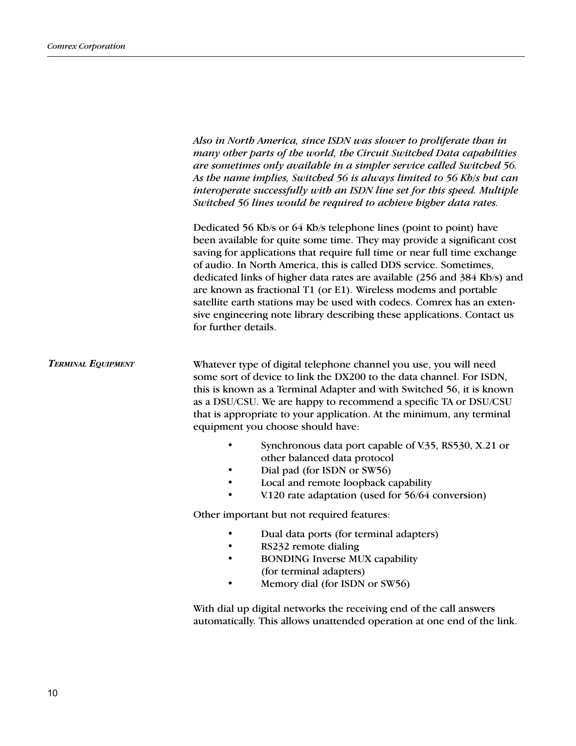*Also in North America, since ISDN was slower to proliferate than in many other parts of the world, the Circuit Switched Data capabilities are sometimes only available in a simpler service called Switched 56. As the name implies, Switched 56 is always limited to 56 Kb/s but can interoperate successfully with an ISDN line set for this speed. Multiple Switched 56 lines would be required to achieve higher data rates.*

Dedicated 56 Kb/s or 64 Kb/s telephone lines (point to point) have been available for quite some time. They may provide a significant cost saving for applications that require full time or near full time exchange of audio. In North America, this is called DDS service. Sometimes, dedicated links of higher data rates are available (256 and 384 Kb/s) and are known as fractional T1 (or E1). Wireless modems and portable satellite earth stations may be used with codecs. Comrex has an extensive engineering note library describing these applications. Contact us for further details.

## *Terminal Equipment*

Whatever type of digital telephone channel you use, you will need some sort of device to link the DX200 to the data channel. For ISDN, this is known as a Terminal Adapter and with Switched 56, it is known as a DSU/CSU. We are happy to recommend a specific TA or DSU/CSU that is appropriate to your application. At the minimum, any terminal equipment you choose should have:

- Synchronous data port capable of V.35, RS530, X.21 or other balanced data protocol
- Dial pad (for ISDN or SW56)
- Local and remote loopback capability
- V.120 rate adaptation (used for 56/64 conversion)

Other important but not required features:

- Dual data ports (for terminal adapters)
- RS232 remote dialing
- BONDING Inverse MUX capability (for terminal adapters)
- Memory dial (for ISDN or SW56)

With dial up digital networks the receiving end of the call answers automatically. This allows unattended operation at one end of the link.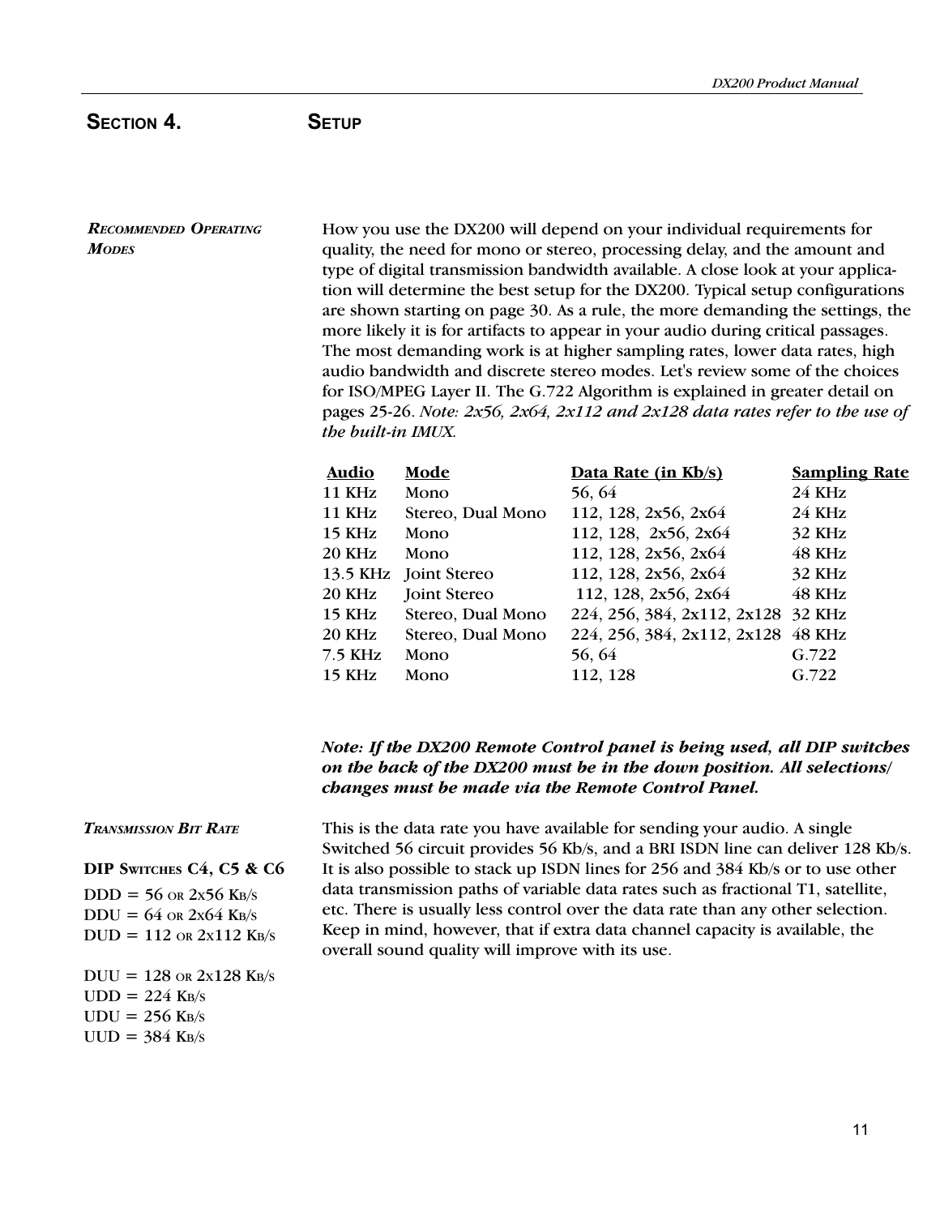# Section 4. Setup

### *Recommended Operating Modes*

How you use the DX200 will depend on your individual requirements for quality, the need for mono or stereo, processing delay, and the amount and type of digital transmission bandwidth available. A close look at your application will determine the best setup for the DX200. Typical setup configurations are shown starting on page 30. As a rule, the more demanding the settings, the more likely it is for artifacts to appear in your audio during critical passages. The most demanding work is at higher sampling rates, lower data rates, high audio bandwidth and discrete stereo modes. Let's review some of the choices for ISO/MPEG Layer II. The G.722 Algorithm is explained in greater detail on pages 25-26. *Note: 2x56, 2x64, 2x112 and 2x128 data rates refer to the use of the built-in IMUX.*

| Audio | Mode | Data Rate (in Kb/s) | Sampling Rate |
|---|---|---|---|
| 11 KHz | Mono | 56, 64 | 24 KHz |
| 11 KHz | Stereo, Dual Mono | 112, 128, 2x56, 2x64 | 24 KHz |
| 15 KHz | Mono | 112, 128, 2x56, 2x64 | 32 KHz |
| 20 KHz | Mono | 112, 128, 2x56, 2x64 | 48 KHz |
| 13.5 KHz | Joint Stereo | 112, 128, 2x56, 2x64 | 32 KHz |
| 20 KHz | Joint Stereo | 112, 128, 2x56, 2x64 | 48 KHz |
| 15 KHz | Stereo, Dual Mono | 224, 256, 384, 2x112, 2x128 | 32 KHz |
| 20 KHz | Stereo, Dual Mono | 224, 256, 384, 2x112, 2x128 | 48 KHz |
| 7.5 KHz | Mono | 56, 64 | G.722 |
| 15 KHz | Mono | 112, 128 | G.722 |

***Note: If the DX200 Remote Control panel is being used, all DIP switches on the back of the DX200 must be in the down position. All selections/changes must be made via the Remote Control Panel.***

### *Transmission Bit Rate*

**DIP Switches C4, C5 & C6**

DDD = 56 or 2x56 Kb/s
DDU = 64 or 2x64 Kb/s
DUD = 112 or 2x112 Kb/s

DUU = 128 or 2x128 Kb/s
UDD = 224 Kb/s
UDU = 256 Kb/s
UUD = 384 Kb/s

This is the data rate you have available for sending your audio. A single Switched 56 circuit provides 56 Kb/s, and a BRI ISDN line can deliver 128 Kb/s. It is also possible to stack up ISDN lines for 256 and 384 Kb/s or to use other data transmission paths of variable data rates such as fractional T1, satellite, etc. There is usually less control over the data rate than any other selection. Keep in mind, however, that if extra data channel capacity is available, the overall sound quality will improve with its use.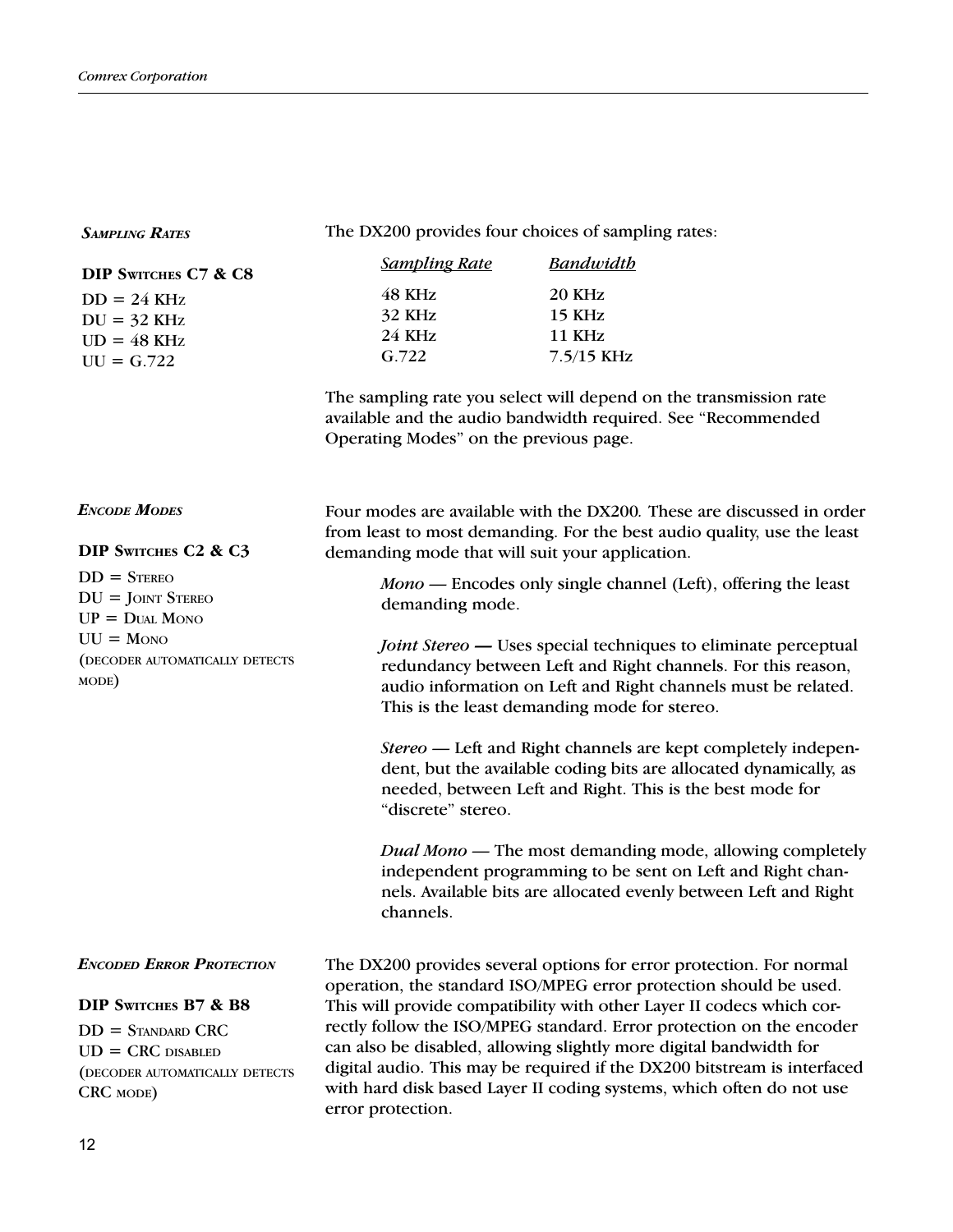## *Sampling Rates*

**DIP Switches C7 & C8**

DD = 24 KHz
DU = 32 KHz
UD = 48 KHz
UU = G.722

The DX200 provides four choices of sampling rates:

| *Sampling Rate* | *Bandwidth* |
|---|---|
| 48 KHz | 20 KHz |
| 32 KHz | 15 KHz |
| 24 KHz | 11 KHz |
| G.722 | 7.5/15 KHz |

The sampling rate you select will depend on the transmission rate available and the audio bandwidth required. See "Recommended Operating Modes" on the previous page.

## *Encode Modes*

**DIP Switches C2 & C3**

DD = Stereo
DU = Joint Stereo
UP = Dual Mono
UU = Mono
(decoder automatically detects mode)

Four modes are available with the DX200. These are discussed in order from least to most demanding. For the best audio quality, use the least demanding mode that will suit your application.

*Mono* — Encodes only single channel (Left), offering the least demanding mode.

*Joint Stereo* **—** Uses special techniques to eliminate perceptual redundancy between Left and Right channels. For this reason, audio information on Left and Right channels must be related. This is the least demanding mode for stereo.

*Stereo* — Left and Right channels are kept completely independent, but the available coding bits are allocated dynamically, as needed, between Left and Right. This is the best mode for "discrete" stereo.

*Dual Mono* — The most demanding mode, allowing completely independent programming to be sent on Left and Right channels. Available bits are allocated evenly between Left and Right channels.

## *Encoded Error Protection*

**DIP Switches B7 & B8**

DD = Standard CRC
UD = CRC disabled
(decoder automatically detects CRC mode)

The DX200 provides several options for error protection. For normal operation, the standard ISO/MPEG error protection should be used. This will provide compatibility with other Layer II codecs which correctly follow the ISO/MPEG standard. Error protection on the encoder can also be disabled, allowing slightly more digital bandwidth for digital audio. This may be required if the DX200 bitstream is interfaced with hard disk based Layer II coding systems, which often do not use error protection.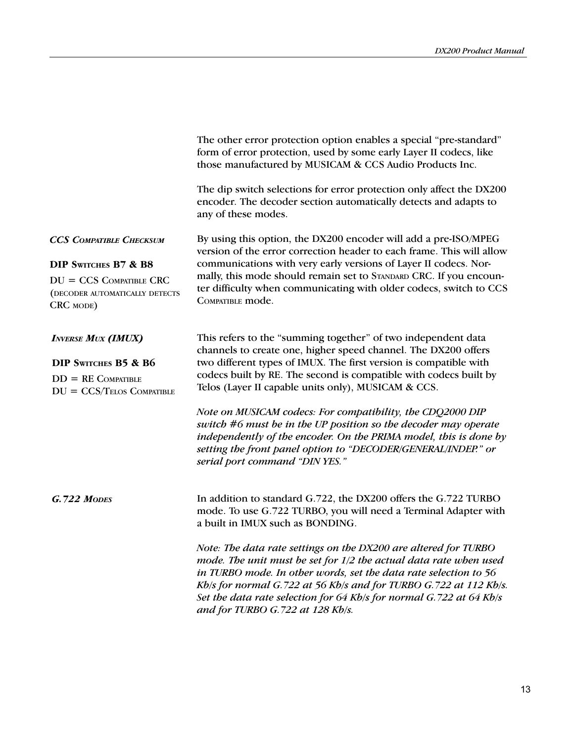The other error protection option enables a special "pre-standard" form of error protection, used by some early Layer II codecs, like those manufactured by MUSICAM & CCS Audio Products Inc.

The dip switch selections for error protection only affect the DX200 encoder. The decoder section automatically detects and adapts to any of these modes.

### *CCS Compatible Checksum*

**DIP Switches B7 & B8**

DU = CCS Compatible CRC (decoder automatically detects CRC mode)

By using this option, the DX200 encoder will add a pre-ISO/MPEG version of the error correction header to each frame. This will allow communications with very early versions of Layer II codecs. Normally, this mode should remain set to Standard CRC. If you encounter difficulty when communicating with older codecs, switch to CCS Compatible mode.

### *Inverse Mux (IMUX)*

**DIP Switches B5 & B6**

DD = RE Compatible
DU = CCS/Telos Compatible

This refers to the "summing together" of two independent data channels to create one, higher speed channel. The DX200 offers two different types of IMUX. The first version is compatible with codecs built by RE. The second is compatible with codecs built by Telos (Layer II capable units only), MUSICAM & CCS.

*Note on MUSICAM codecs: For compatibility, the CDQ2000 DIP switch #6 must be in the UP position so the decoder may operate independently of the encoder. On the PRIMA model, this is done by setting the front panel option to "DECODER/GENERAL/INDEP." or serial port command "DIN YES."*

### *G.722 Modes*

In addition to standard G.722, the DX200 offers the G.722 TURBO mode. To use G.722 TURBO, you will need a Terminal Adapter with a built in IMUX such as BONDING.

*Note: The data rate settings on the DX200 are altered for TURBO mode. The unit must be set for 1/2 the actual data rate when used in TURBO mode. In other words, set the data rate selection to 56 Kb/s for normal G.722 at 56 Kb/s and for TURBO G.722 at 112 Kb/s. Set the data rate selection for 64 Kb/s for normal G.722 at 64 Kb/s and for TURBO G.722 at 128 Kb/s.*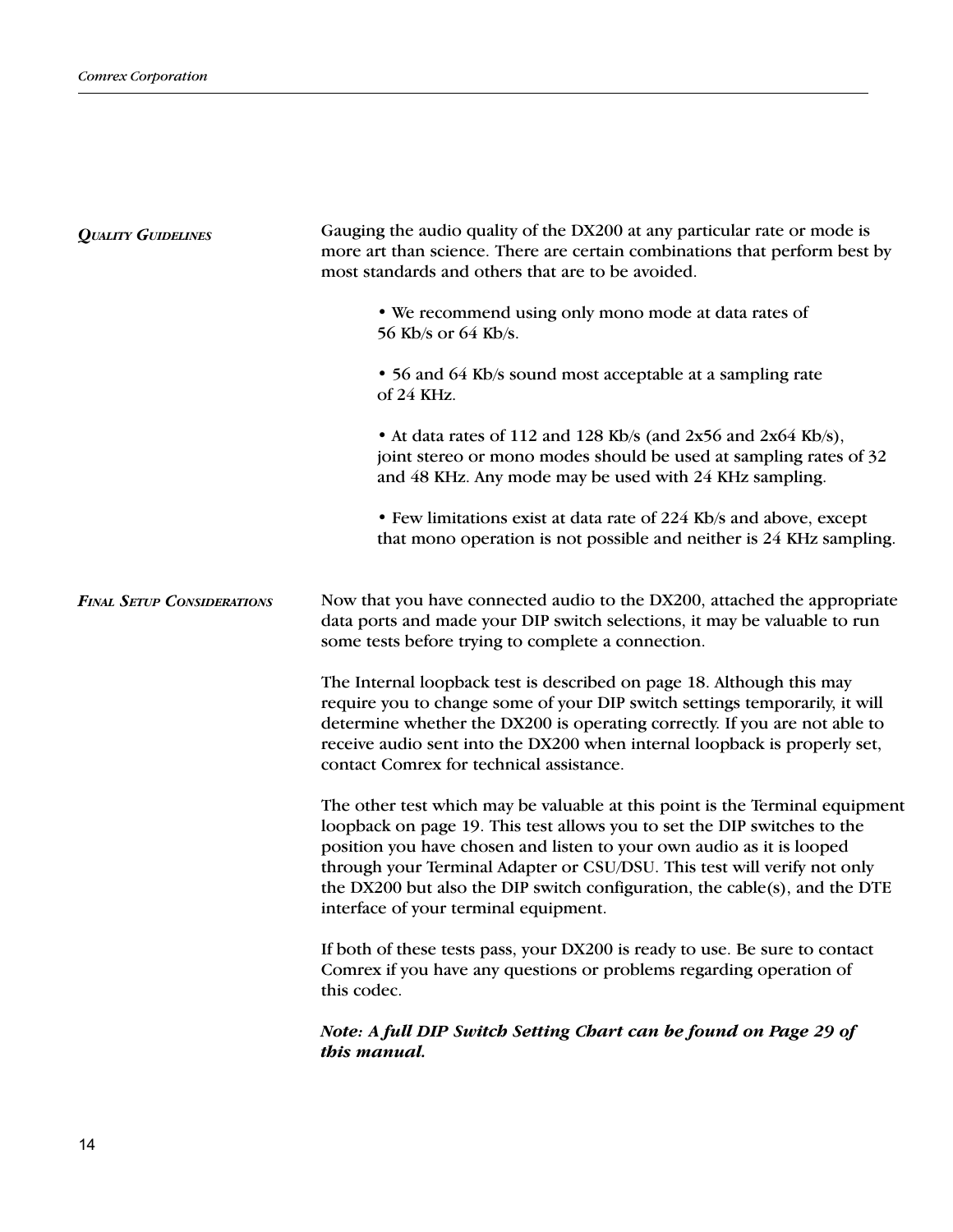## *Quality Guidelines*

Gauging the audio quality of the DX200 at any particular rate or mode is more art than science. There are certain combinations that perform best by most standards and others that are to be avoided.

- We recommend using only mono mode at data rates of 56 Kb/s or 64 Kb/s.
- 56 and 64 Kb/s sound most acceptable at a sampling rate of 24 KHz.
- At data rates of 112 and 128 Kb/s (and 2x56 and 2x64 Kb/s), joint stereo or mono modes should be used at sampling rates of 32 and 48 KHz. Any mode may be used with 24 KHz sampling.
- Few limitations exist at data rate of 224 Kb/s and above, except that mono operation is not possible and neither is 24 KHz sampling.

## *Final Setup Considerations*

Now that you have connected audio to the DX200, attached the appropriate data ports and made your DIP switch selections, it may be valuable to run some tests before trying to complete a connection.

The Internal loopback test is described on page 18. Although this may require you to change some of your DIP switch settings temporarily, it will determine whether the DX200 is operating correctly. If you are not able to receive audio sent into the DX200 when internal loopback is properly set, contact Comrex for technical assistance.

The other test which may be valuable at this point is the Terminal equipment loopback on page 19. This test allows you to set the DIP switches to the position you have chosen and listen to your own audio as it is looped through your Terminal Adapter or CSU/DSU. This test will verify not only the DX200 but also the DIP switch configuration, the cable(s), and the DTE interface of your terminal equipment.

If both of these tests pass, your DX200 is ready to use. Be sure to contact Comrex if you have any questions or problems regarding operation of this codec.

***Note: A full DIP Switch Setting Chart can be found on Page 29 of this manual.***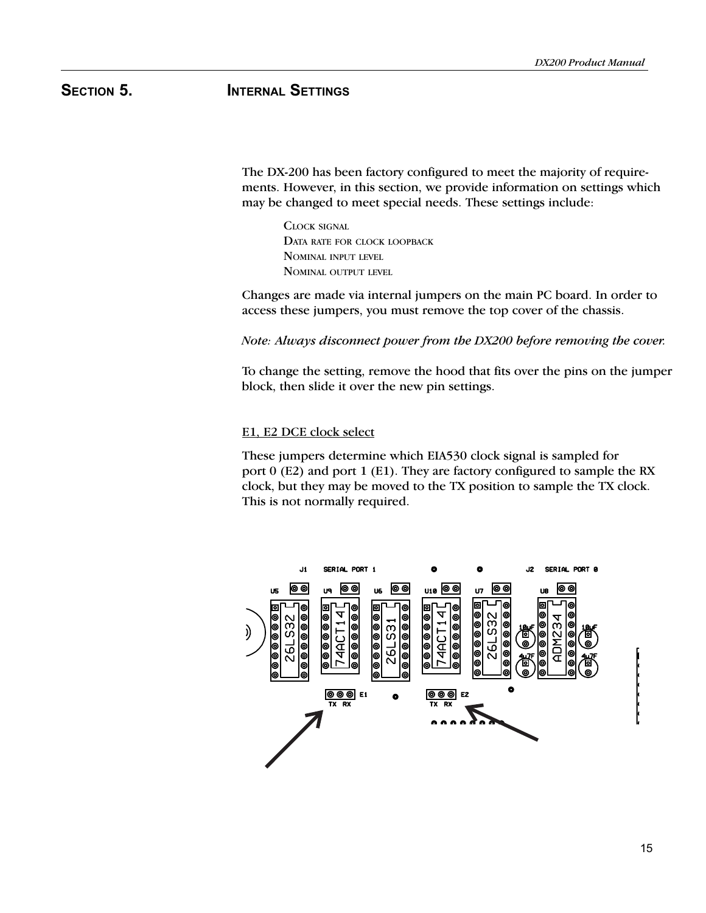# Section 5. Internal Settings

The DX-200 has been factory configured to meet the majority of requirements. However, in this section, we provide information on settings which may be changed to meet special needs. These settings include:

- Clock signal
- Data rate for clock loopback
- Nominal input level
- Nominal output level

Changes are made via internal jumpers on the main PC board. In order to access these jumpers, you must remove the top cover of the chassis.

*Note: Always disconnect power from the DX200 before removing the cover.*

To change the setting, remove the hood that fits over the pins on the jumper block, then slide it over the new pin settings.

## E1, E2 DCE clock select

These jumpers determine which EIA530 clock signal is sampled for port 0 (E2) and port 1 (E1). They are factory configured to sample the RX clock, but they may be moved to the TX position to sample the TX clock. This is not normally required.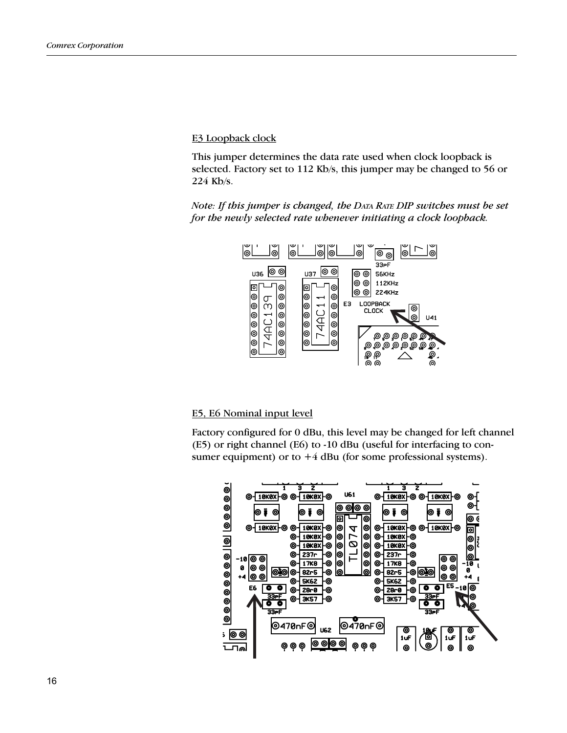E3 Loopback clock

This jumper determines the data rate used when clock loopback is selected. Factory set to 112 Kb/s, this jumper may be changed to 56 or 224 Kb/s.

*Note: If this jumper is changed, the DATA RATE DIP switches must be set for the newly selected rate whenever initiating a clock loopback.*

E5, E6 Nominal input level

Factory configured for 0 dBu, this level may be changed for left channel (E5) or right channel (E6) to -10 dBu (useful for interfacing to consumer equipment) or to +4 dBu (for some professional systems).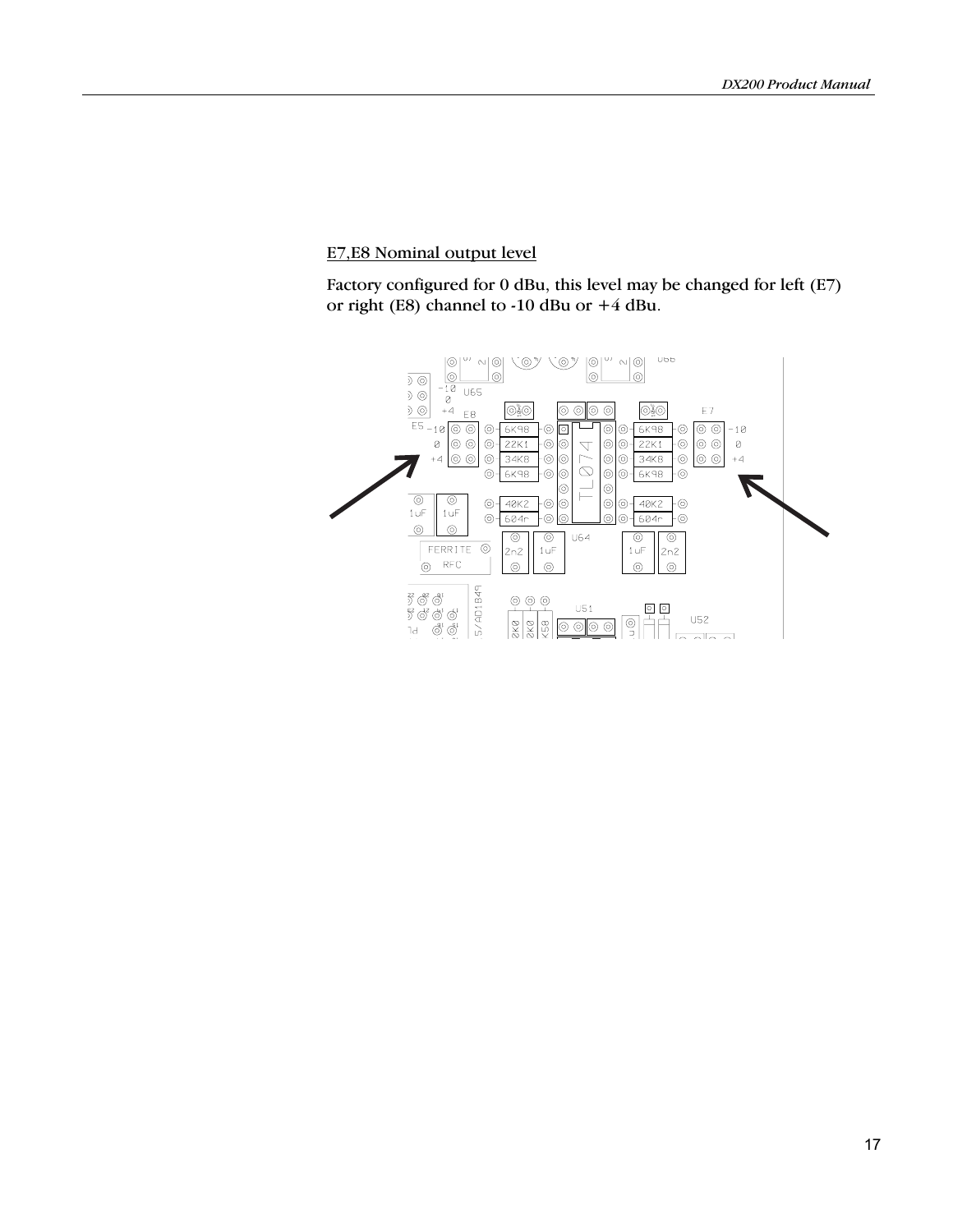E7,E8 Nominal output level

Factory configured for 0 dBu, this level may be changed for left (E7) or right (E8) channel to -10 dBu or +4 dBu.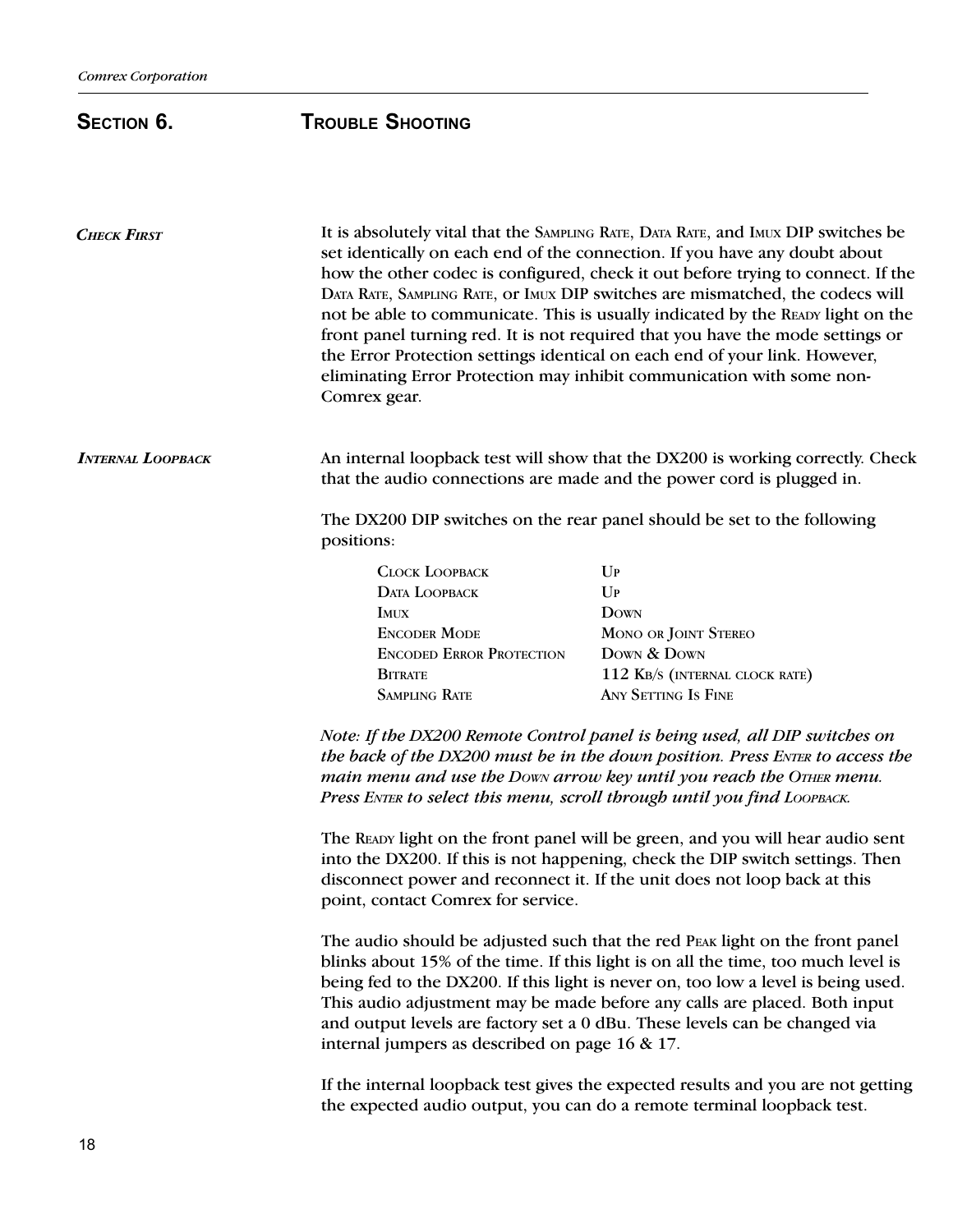## Section 6. Trouble Shooting

***Check First***

It is absolutely vital that the Sampling Rate, Data Rate, and Imux DIP switches be set identically on each end of the connection. If you have any doubt about how the other codec is configured, check it out before trying to connect. If the Data Rate, Sampling Rate, or Imux DIP switches are mismatched, the codecs will not be able to communicate. This is usually indicated by the Ready light on the front panel turning red. It is not required that you have the mode settings or the Error Protection settings identical on each end of your link. However, eliminating Error Protection may inhibit communication with some non-Comrex gear.

***Internal Loopback***

An internal loopback test will show that the DX200 is working correctly. Check that the audio connections are made and the power cord is plugged in.

The DX200 DIP switches on the rear panel should be set to the following positions:

| | |
|---|---|
| Clock Loopback | Up |
| Data Loopback | Up |
| Imux | Down |
| Encoder Mode | Mono or Joint Stereo |
| Encoded Error Protection | Down & Down |
| Bitrate | 112 Kb/s (internal clock rate) |
| Sampling Rate | Any Setting Is Fine |

***Note: If the DX200 Remote Control panel is being used, all DIP switches on the back of the DX200 must be in the down position. Press Enter to access the main menu and use the Down arrow key until you reach the Other menu. Press Enter to select this menu, scroll through until you find Loopback.***

The Ready light on the front panel will be green, and you will hear audio sent into the DX200. If this is not happening, check the DIP switch settings. Then disconnect power and reconnect it. If the unit does not loop back at this point, contact Comrex for service.

The audio should be adjusted such that the red Peak light on the front panel blinks about 15% of the time. If this light is on all the time, too much level is being fed to the DX200. If this light is never on, too low a level is being used. This audio adjustment may be made before any calls are placed. Both input and output levels are factory set a 0 dBu. These levels can be changed via internal jumpers as described on page 16 & 17.

If the internal loopback test gives the expected results and you are not getting the expected audio output, you can do a remote terminal loopback test.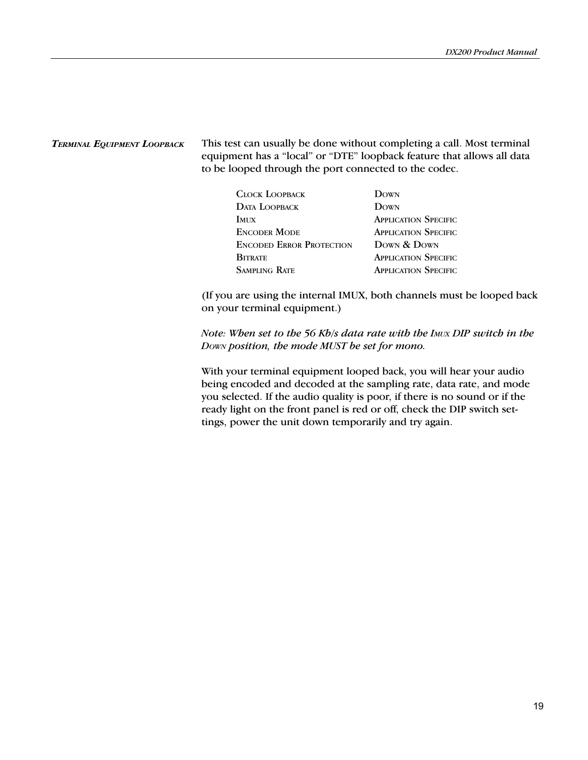### *Terminal Equipment Loopback*

This test can usually be done without completing a call. Most terminal equipment has a "local" or "DTE" loopback feature that allows all data to be looped through the port connected to the codec.

| | |
|---|---|
| Clock Loopback | Down |
| Data Loopback | Down |
| Imux | Application Specific |
| Encoder Mode | Application Specific |
| Encoded Error Protection | Down & Down |
| Bitrate | Application Specific |
| Sampling Rate | Application Specific |

(If you are using the internal IMUX, both channels must be looped back on your terminal equipment.)

*Note: When set to the 56 Kb/s data rate with the Imux DIP switch in the Down position, the mode MUST be set for mono.*

With your terminal equipment looped back, you will hear your audio being encoded and decoded at the sampling rate, data rate, and mode you selected. If the audio quality is poor, if there is no sound or if the ready light on the front panel is red or off, check the DIP switch settings, power the unit down temporarily and try again.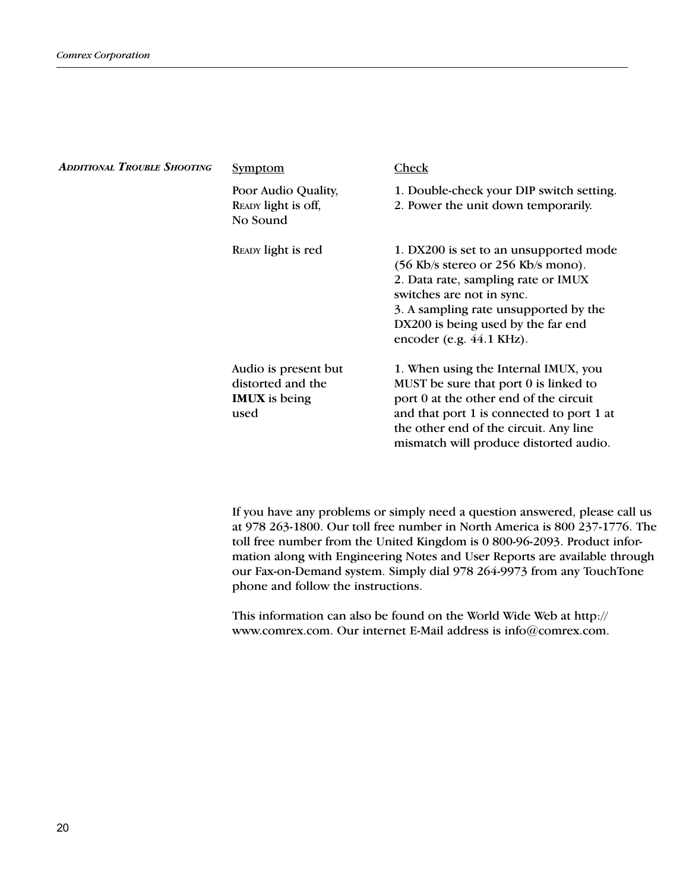## Additional Trouble Shooting

| Symptom | Check |
| --- | --- |
| Poor Audio Quality, READY light is off, No Sound | 1. Double-check your DIP switch setting.<br>2. Power the unit down temporarily. |
| READY light is red | 1. DX200 is set to an unsupported mode (56 Kb/s stereo or 256 Kb/s mono).<br>2. Data rate, sampling rate or IMUX switches are not in sync.<br>3. A sampling rate unsupported by the DX200 is being used by the far end encoder (e.g. 44.1 KHz). |
| Audio is present but distorted and the **IMUX** is being used | 1. When using the Internal IMUX, you MUST be sure that port 0 is linked to port 0 at the other end of the circuit and that port 1 is connected to port 1 at the other end of the circuit. Any line mismatch will produce distorted audio. |

If you have any problems or simply need a question answered, please call us at 978 263-1800. Our toll free number in North America is 800 237-1776. The toll free number from the United Kingdom is 0 800-96-2093. Product information along with Engineering Notes and User Reports are available through our Fax-on-Demand system. Simply dial 978 264-9973 from any TouchTone phone and follow the instructions.

This information can also be found on the World Wide Web at http://www.comrex.com. Our internet E-Mail address is info@comrex.com.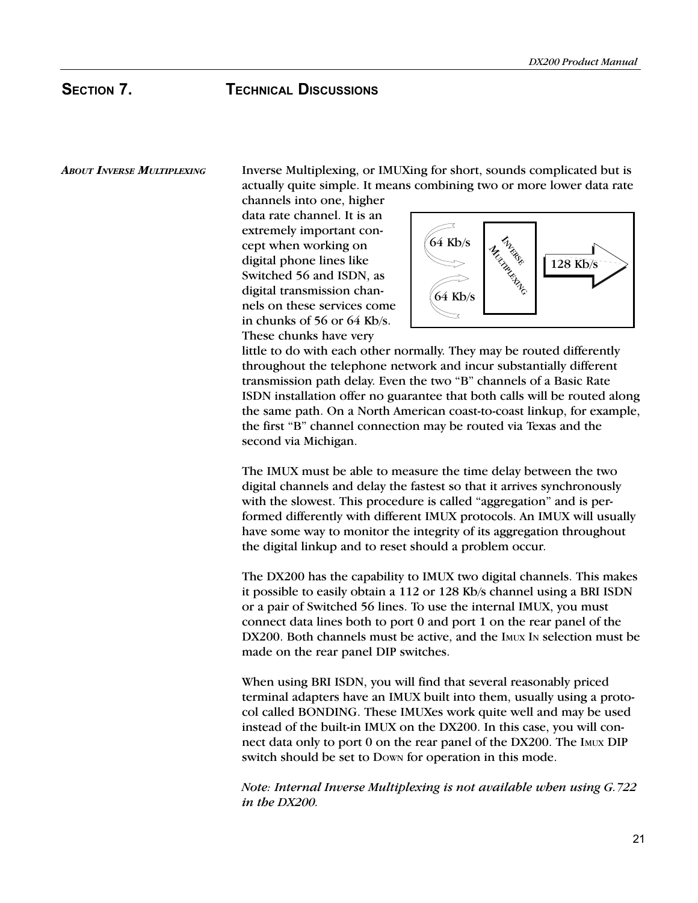# SECTION 7. TECHNICAL DISCUSSIONS

### *ABOUT INVERSE MULTIPLEXING*

Inverse Multiplexing, or IMUXing for short, sounds complicated but is actually quite simple. It means combining two or more lower data rate channels into one, higher data rate channel. It is an extremely important concept when working on digital phone lines like Switched 56 and ISDN, as digital transmission channels on these services come in chunks of 56 or 64 Kb/s. These chunks have very little to do with each other normally. They may be routed differently throughout the telephone network and incur substantially different transmission path delay. Even the two "B" channels of a Basic Rate ISDN installation offer no guarantee that both calls will be routed along the same path. On a North American coast-to-coast linkup, for example, the first "B" channel connection may be routed via Texas and the second via Michigan.

The IMUX must be able to measure the time delay between the two digital channels and delay the fastest so that it arrives synchronously with the slowest. This procedure is called "aggregation" and is performed differently with different IMUX protocols. An IMUX will usually have some way to monitor the integrity of its aggregation throughout the digital linkup and to reset should a problem occur.

The DX200 has the capability to IMUX two digital channels. This makes it possible to easily obtain a 112 or 128 Kb/s channel using a BRI ISDN or a pair of Switched 56 lines. To use the internal IMUX, you must connect data lines both to port 0 and port 1 on the rear panel of the DX200. Both channels must be active, and the IMUX IN selection must be made on the rear panel DIP switches.

When using BRI ISDN, you will find that several reasonably priced terminal adapters have an IMUX built into them, usually using a protocol called BONDING. These IMUXes work quite well and may be used instead of the built-in IMUX on the DX200. In this case, you will connect data only to port 0 on the rear panel of the DX200. The IMUX DIP switch should be set to DOWN for operation in this mode.

*Note: Internal Inverse Multiplexing is not available when using G.722 in the DX200.*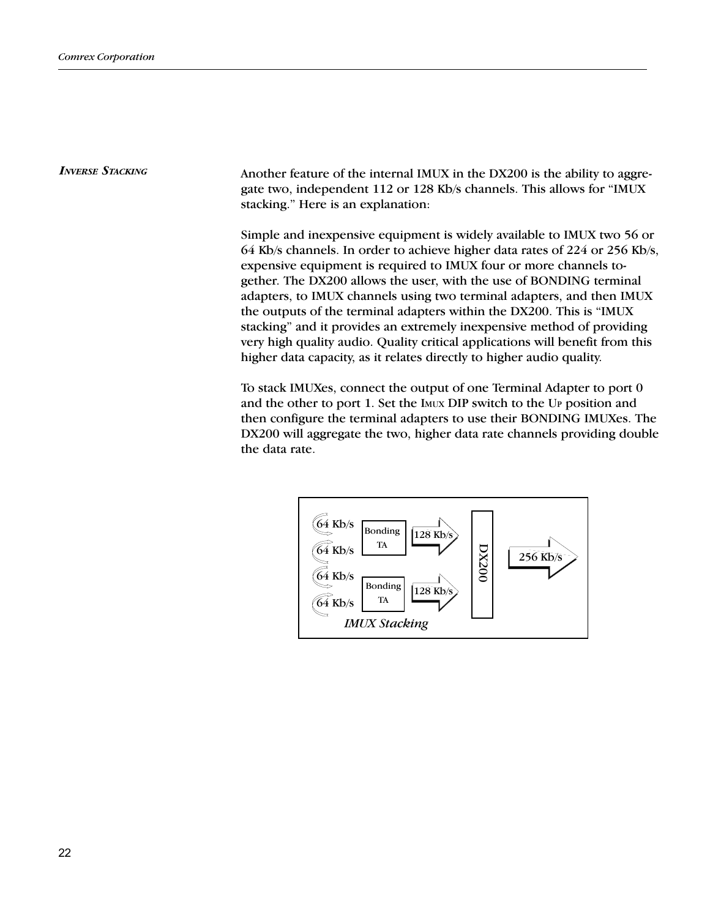### *Inverse Stacking*

Another feature of the internal IMUX in the DX200 is the ability to aggregate two, independent 112 or 128 Kb/s channels. This allows for "IMUX stacking." Here is an explanation:

Simple and inexpensive equipment is widely available to IMUX two 56 or 64 Kb/s channels. In order to achieve higher data rates of 224 or 256 Kb/s, expensive equipment is required to IMUX four or more channels together. The DX200 allows the user, with the use of BONDING terminal adapters, to IMUX channels using two terminal adapters, and then IMUX the outputs of the terminal adapters within the DX200. This is "IMUX stacking" and it provides an extremely inexpensive method of providing very high quality audio. Quality critical applications will benefit from this higher data capacity, as it relates directly to higher audio quality.

To stack IMUXes, connect the output of one Terminal Adapter to port 0 and the other to port 1. Set the IMUX DIP switch to the UP position and then configure the terminal adapters to use their BONDING IMUXes. The DX200 will aggregate the two, higher data rate channels providing double the data rate.

*IMUX Stacking*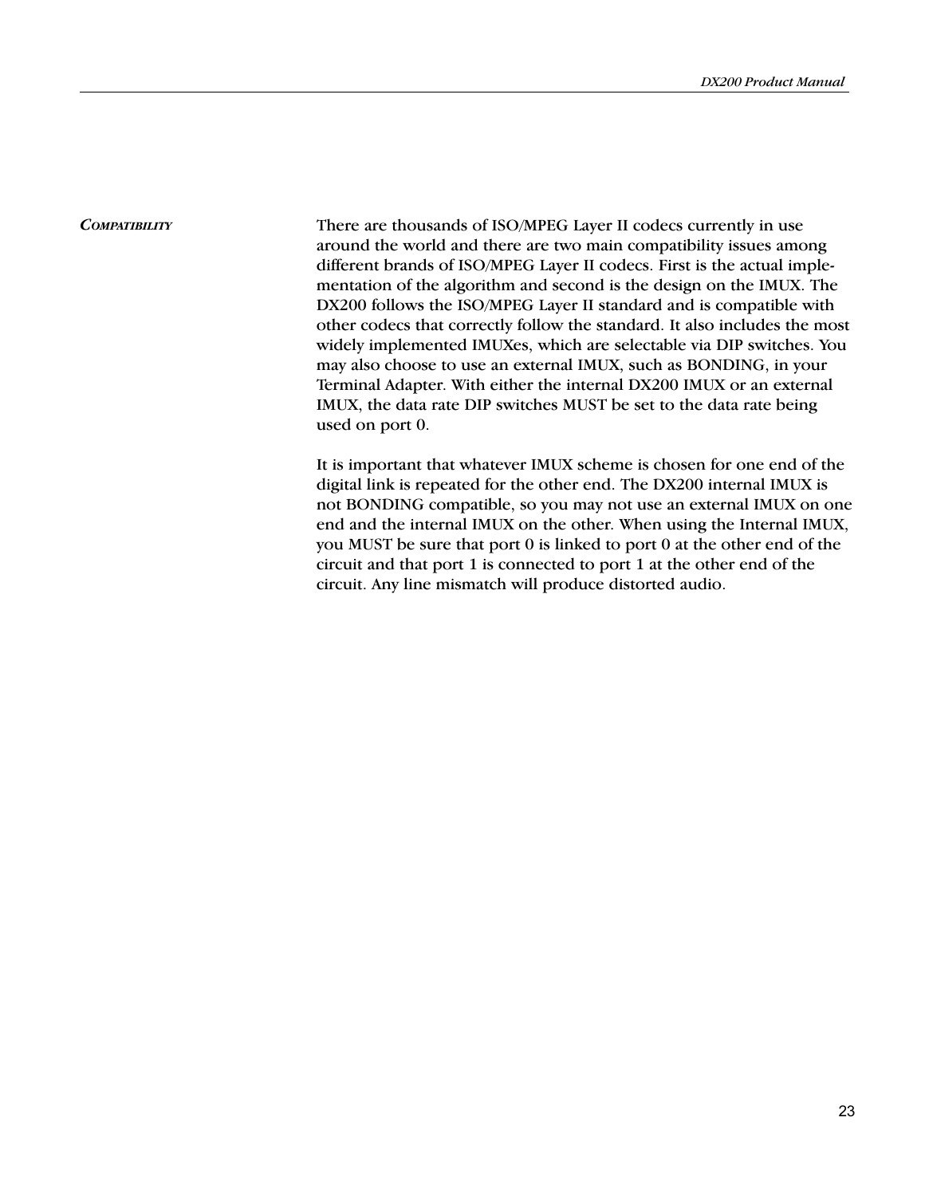### *Compatibility*

There are thousands of ISO/MPEG Layer II codecs currently in use around the world and there are two main compatibility issues among different brands of ISO/MPEG Layer II codecs. First is the actual implementation of the algorithm and second is the design on the IMUX. The DX200 follows the ISO/MPEG Layer II standard and is compatible with other codecs that correctly follow the standard. It also includes the most widely implemented IMUXes, which are selectable via DIP switches. You may also choose to use an external IMUX, such as BONDING, in your Terminal Adapter. With either the internal DX200 IMUX or an external IMUX, the data rate DIP switches MUST be set to the data rate being used on port 0.

It is important that whatever IMUX scheme is chosen for one end of the digital link is repeated for the other end. The DX200 internal IMUX is not BONDING compatible, so you may not use an external IMUX on one end and the internal IMUX on the other. When using the Internal IMUX, you MUST be sure that port 0 is linked to port 0 at the other end of the circuit and that port 1 is connected to port 1 at the other end of the circuit. Any line mismatch will produce distorted audio.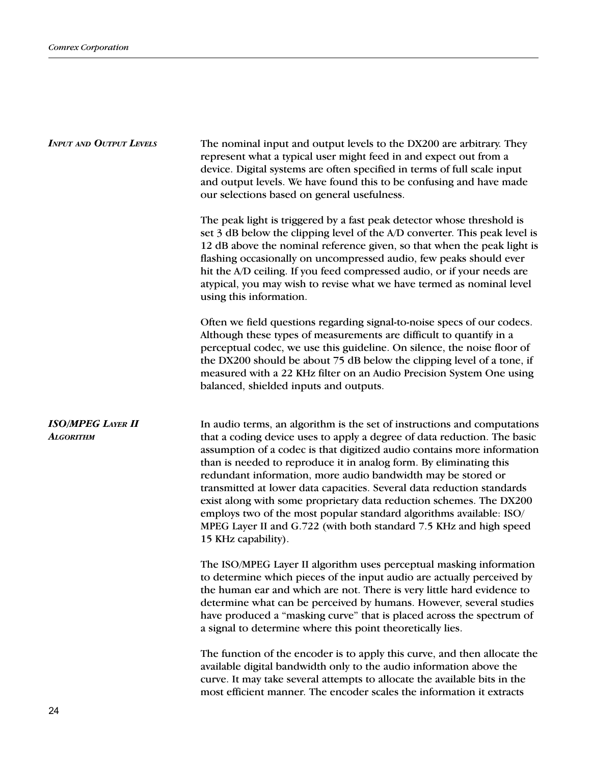## *Input and Output Levels*

The nominal input and output levels to the DX200 are arbitrary. They represent what a typical user might feed in and expect out from a device. Digital systems are often specified in terms of full scale input and output levels. We have found this to be confusing and have made our selections based on general usefulness.

The peak light is triggered by a fast peak detector whose threshold is set 3 dB below the clipping level of the A/D converter. This peak level is 12 dB above the nominal reference given, so that when the peak light is flashing occasionally on uncompressed audio, few peaks should ever hit the A/D ceiling. If you feed compressed audio, or if your needs are atypical, you may wish to revise what we have termed as nominal level using this information.

Often we field questions regarding signal-to-noise specs of our codecs. Although these types of measurements are difficult to quantify in a perceptual codec, we use this guideline. On silence, the noise floor of the DX200 should be about 75 dB below the clipping level of a tone, if measured with a 22 KHz filter on an Audio Precision System One using balanced, shielded inputs and outputs.

## *ISO/MPEG Layer II Algorithm*

In audio terms, an algorithm is the set of instructions and computations that a coding device uses to apply a degree of data reduction. The basic assumption of a codec is that digitized audio contains more information than is needed to reproduce it in analog form. By eliminating this redundant information, more audio bandwidth may be stored or transmitted at lower data capacities. Several data reduction standards exist along with some proprietary data reduction schemes. The DX200 employs two of the most popular standard algorithms available: ISO/MPEG Layer II and G.722 (with both standard 7.5 KHz and high speed 15 KHz capability).

The ISO/MPEG Layer II algorithm uses perceptual masking information to determine which pieces of the input audio are actually perceived by the human ear and which are not. There is very little hard evidence to determine what can be perceived by humans. However, several studies have produced a “masking curve” that is placed across the spectrum of a signal to determine where this point theoretically lies.

The function of the encoder is to apply this curve, and then allocate the available digital bandwidth only to the audio information above the curve. It may take several attempts to allocate the available bits in the most efficient manner. The encoder scales the information it extracts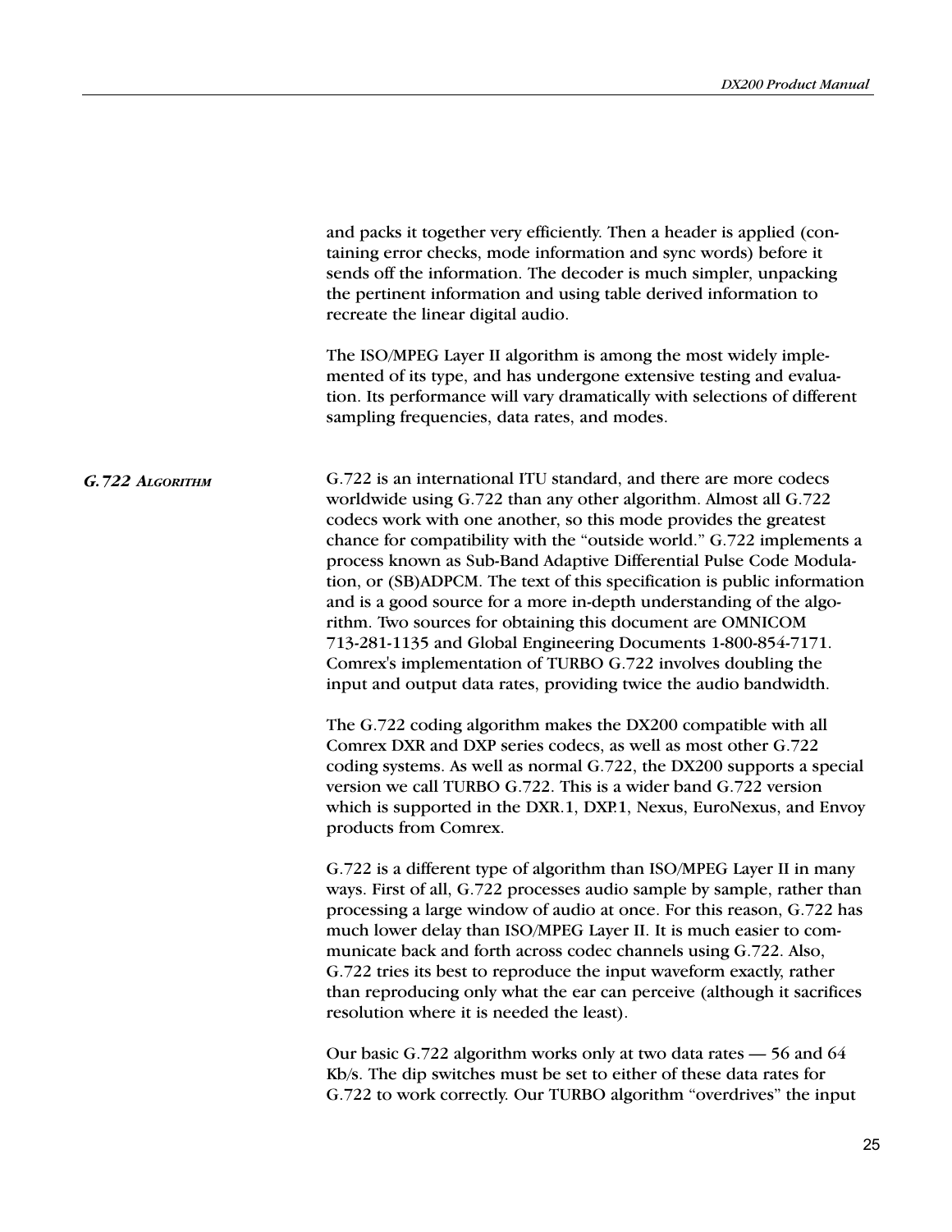and packs it together very efficiently. Then a header is applied (containing error checks, mode information and sync words) before it sends off the information. The decoder is much simpler, unpacking the pertinent information and using table derived information to recreate the linear digital audio.

The ISO/MPEG Layer II algorithm is among the most widely implemented of its type, and has undergone extensive testing and evaluation. Its performance will vary dramatically with selections of different sampling frequencies, data rates, and modes.

### *G.722 Algorithm*

G.722 is an international ITU standard, and there are more codecs worldwide using G.722 than any other algorithm. Almost all G.722 codecs work with one another, so this mode provides the greatest chance for compatibility with the "outside world." G.722 implements a process known as Sub-Band Adaptive Differential Pulse Code Modulation, or (SB)ADPCM. The text of this specification is public information and is a good source for a more in-depth understanding of the algorithm. Two sources for obtaining this document are OMNICOM 713-281-1135 and Global Engineering Documents 1-800-854-7171. Comrex's implementation of TURBO G.722 involves doubling the input and output data rates, providing twice the audio bandwidth.

The G.722 coding algorithm makes the DX200 compatible with all Comrex DXR and DXP series codecs, as well as most other G.722 coding systems. As well as normal G.722, the DX200 supports a special version we call TURBO G.722. This is a wider band G.722 version which is supported in the DXR.1, DXP.1, Nexus, EuroNexus, and Envoy products from Comrex.

G.722 is a different type of algorithm than ISO/MPEG Layer II in many ways. First of all, G.722 processes audio sample by sample, rather than processing a large window of audio at once. For this reason, G.722 has much lower delay than ISO/MPEG Layer II. It is much easier to communicate back and forth across codec channels using G.722. Also, G.722 tries its best to reproduce the input waveform exactly, rather than reproducing only what the ear can perceive (although it sacrifices resolution where it is needed the least).

Our basic G.722 algorithm works only at two data rates — 56 and 64 Kb/s. The dip switches must be set to either of these data rates for G.722 to work correctly. Our TURBO algorithm "overdrives" the input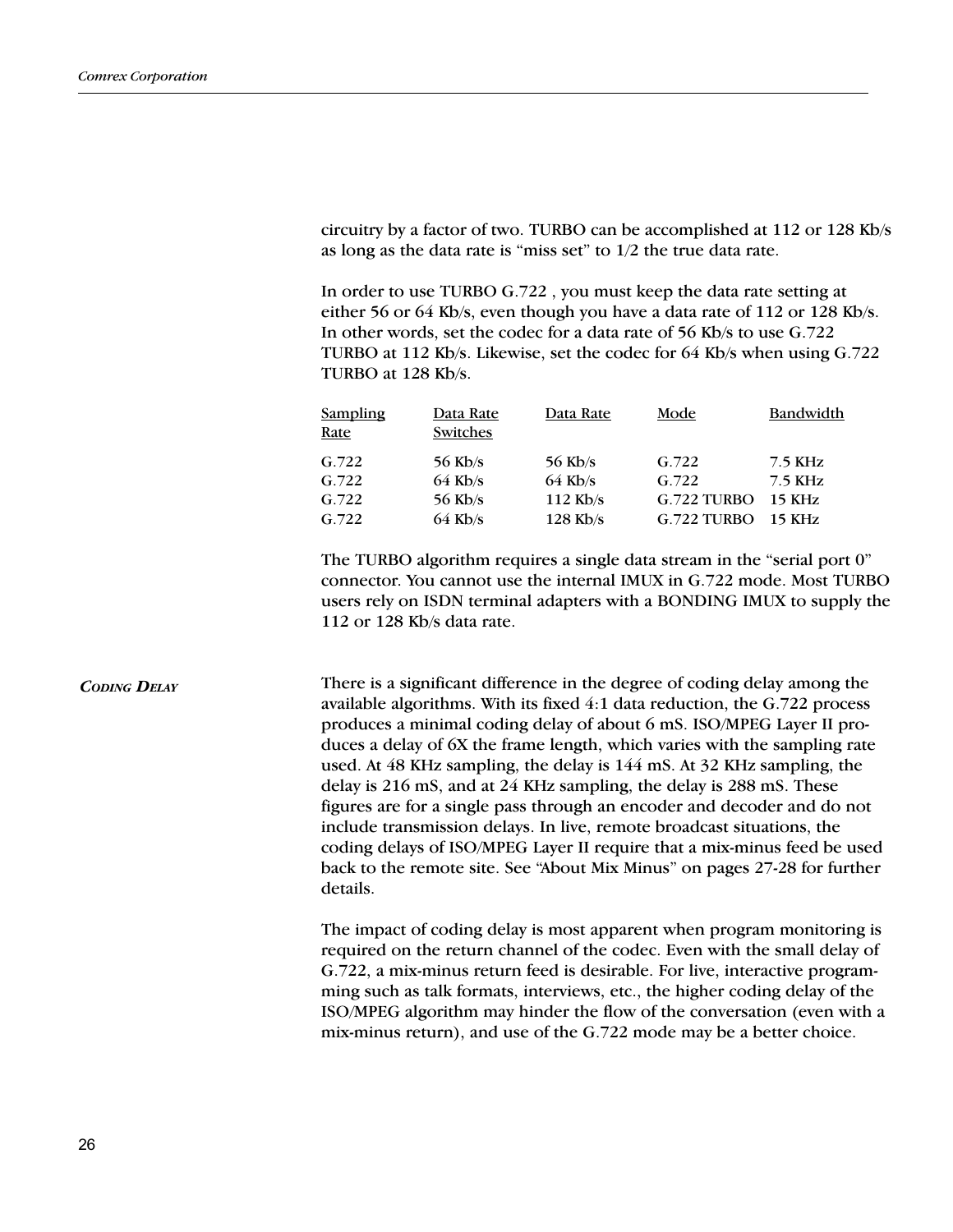circuitry by a factor of two. TURBO can be accomplished at 112 or 128 Kb/s as long as the data rate is "miss set" to 1/2 the true data rate.

In order to use TURBO G.722 , you must keep the data rate setting at either 56 or 64 Kb/s, even though you have a data rate of 112 or 128 Kb/s. In other words, set the codec for a data rate of 56 Kb/s to use G.722 TURBO at 112 Kb/s. Likewise, set the codec for 64 Kb/s when using G.722 TURBO at 128 Kb/s.

| Sampling Rate | Data Rate Switches | Data Rate | Mode | Bandwidth |
|---|---|---|---|---|
| G.722 | 56 Kb/s | 56 Kb/s | G.722 | 7.5 KHz |
| G.722 | 64 Kb/s | 64 Kb/s | G.722 | 7.5 KHz |
| G.722 | 56 Kb/s | 112 Kb/s | G.722 TURBO | 15 KHz |
| G.722 | 64 Kb/s | 128 Kb/s | G.722 TURBO | 15 KHz |

The TURBO algorithm requires a single data stream in the "serial port 0" connector. You cannot use the internal IMUX in G.722 mode. Most TURBO users rely on ISDN terminal adapters with a BONDING IMUX to supply the 112 or 128 Kb/s data rate.

### *Coding Delay*

There is a significant difference in the degree of coding delay among the available algorithms. With its fixed 4:1 data reduction, the G.722 process produces a minimal coding delay of about 6 mS. ISO/MPEG Layer II produces a delay of 6X the frame length, which varies with the sampling rate used. At 48 KHz sampling, the delay is 144 mS. At 32 KHz sampling, the delay is 216 mS, and at 24 KHz sampling, the delay is 288 mS. These figures are for a single pass through an encoder and decoder and do not include transmission delays. In live, remote broadcast situations, the coding delays of ISO/MPEG Layer II require that a mix-minus feed be used back to the remote site. See "About Mix Minus" on pages 27-28 for further details.

The impact of coding delay is most apparent when program monitoring is required on the return channel of the codec. Even with the small delay of G.722, a mix-minus return feed is desirable. For live, interactive programming such as talk formats, interviews, etc., the higher coding delay of the ISO/MPEG algorithm may hinder the flow of the conversation (even with a mix-minus return), and use of the G.722 mode may be a better choice.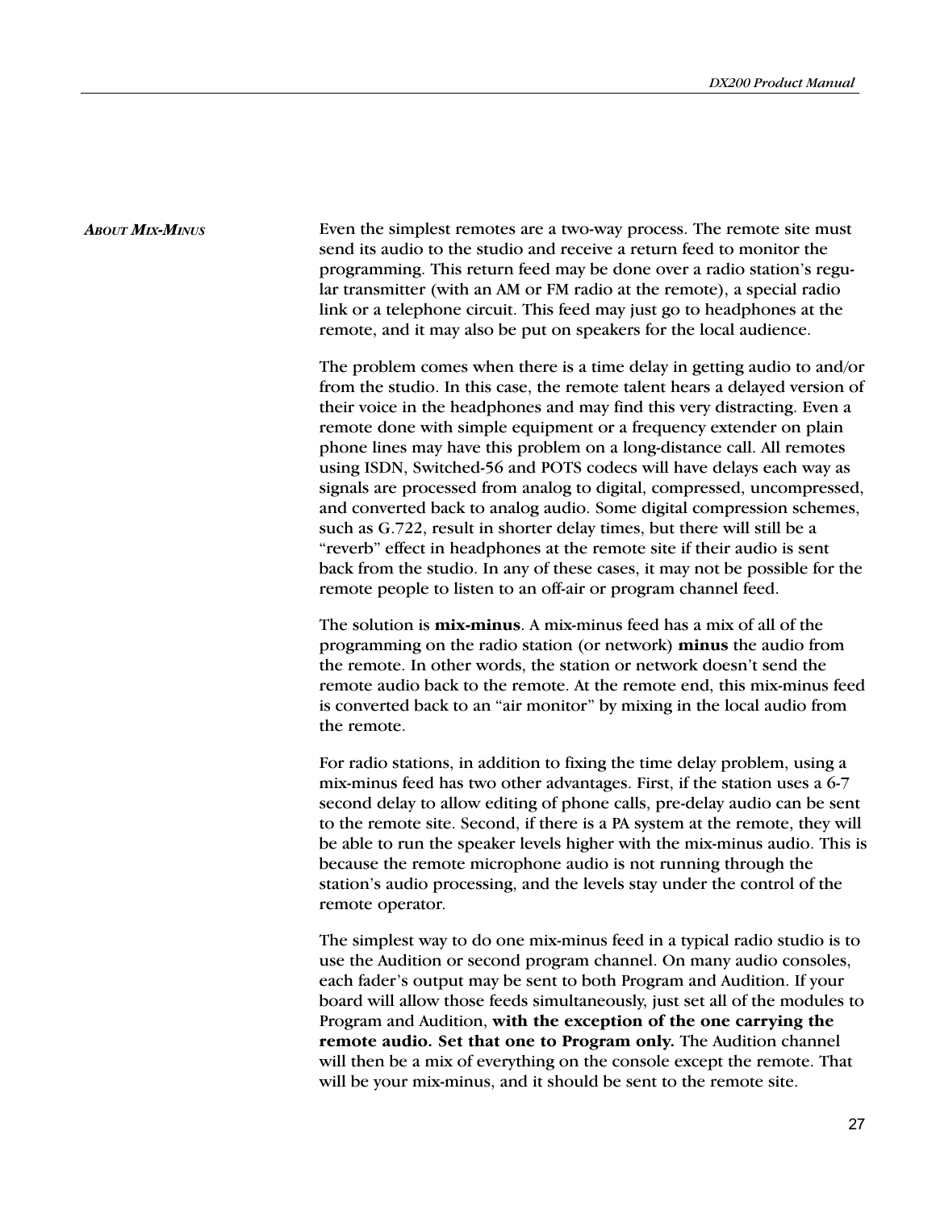## *About Mix-Minus*

Even the simplest remotes are a two-way process. The remote site must send its audio to the studio and receive a return feed to monitor the programming. This return feed may be done over a radio station's regular transmitter (with an AM or FM radio at the remote), a special radio link or a telephone circuit. This feed may just go to headphones at the remote, and it may also be put on speakers for the local audience.

The problem comes when there is a time delay in getting audio to and/or from the studio. In this case, the remote talent hears a delayed version of their voice in the headphones and may find this very distracting. Even a remote done with simple equipment or a frequency extender on plain phone lines may have this problem on a long-distance call. All remotes using ISDN, Switched-56 and POTS codecs will have delays each way as signals are processed from analog to digital, compressed, uncompressed, and converted back to analog audio. Some digital compression schemes, such as G.722, result in shorter delay times, but there will still be a "reverb" effect in headphones at the remote site if their audio is sent back from the studio. In any of these cases, it may not be possible for the remote people to listen to an off-air or program channel feed.

The solution is **mix-minus**. A mix-minus feed has a mix of all of the programming on the radio station (or network) **minus** the audio from the remote. In other words, the station or network doesn't send the remote audio back to the remote. At the remote end, this mix-minus feed is converted back to an "air monitor" by mixing in the local audio from the remote.

For radio stations, in addition to fixing the time delay problem, using a mix-minus feed has two other advantages. First, if the station uses a 6-7 second delay to allow editing of phone calls, pre-delay audio can be sent to the remote site. Second, if there is a PA system at the remote, they will be able to run the speaker levels higher with the mix-minus audio. This is because the remote microphone audio is not running through the station's audio processing, and the levels stay under the control of the remote operator.

The simplest way to do one mix-minus feed in a typical radio studio is to use the Audition or second program channel. On many audio consoles, each fader's output may be sent to both Program and Audition. If your board will allow those feeds simultaneously, just set all of the modules to Program and Audition, **with the exception of the one carrying the remote audio. Set that one to Program only.** The Audition channel will then be a mix of everything on the console except the remote. That will be your mix-minus, and it should be sent to the remote site.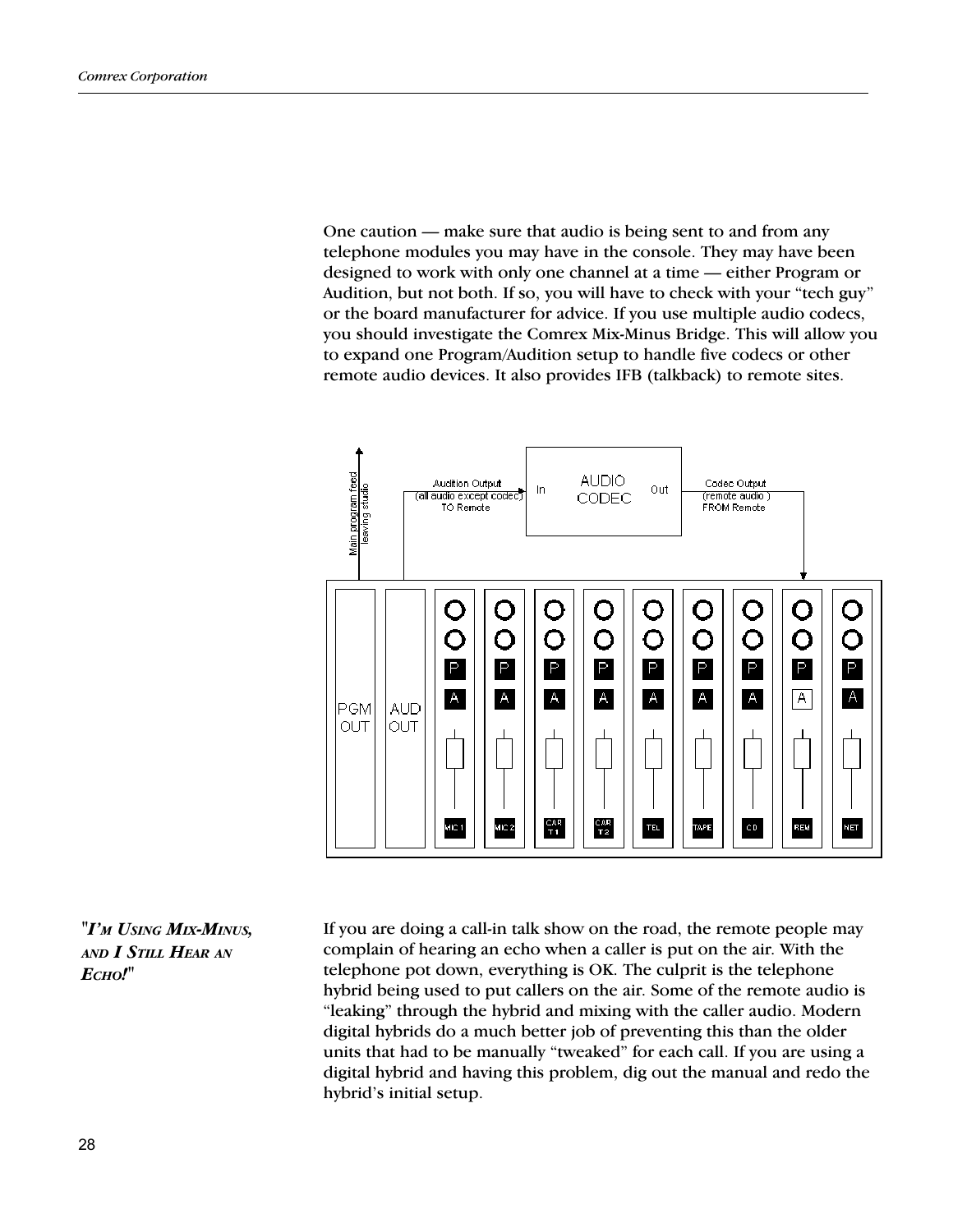One caution — make sure that audio is being sent to and from any telephone modules you may have in the console. They may have been designed to work with only one channel at a time — either Program or Audition, but not both. If so, you will have to check with your “tech guy” or the board manufacturer for advice. If you use multiple audio codecs, you should investigate the Comrex Mix-Minus Bridge. This will allow you to expand one Program/Audition setup to handle five codecs or other remote audio devices. It also provides IFB (talkback) to remote sites.

### "*I'm Using Mix-Minus, and I Still Hear an Echo!*"

If you are doing a call-in talk show on the road, the remote people may complain of hearing an echo when a caller is put on the air. With the telephone pot down, everything is OK. The culprit is the telephone hybrid being used to put callers on the air. Some of the remote audio is “leaking” through the hybrid and mixing with the caller audio. Modern digital hybrids do a much better job of preventing this than the older units that had to be manually “tweaked” for each call. If you are using a digital hybrid and having this problem, dig out the manual and redo the hybrid’s initial setup.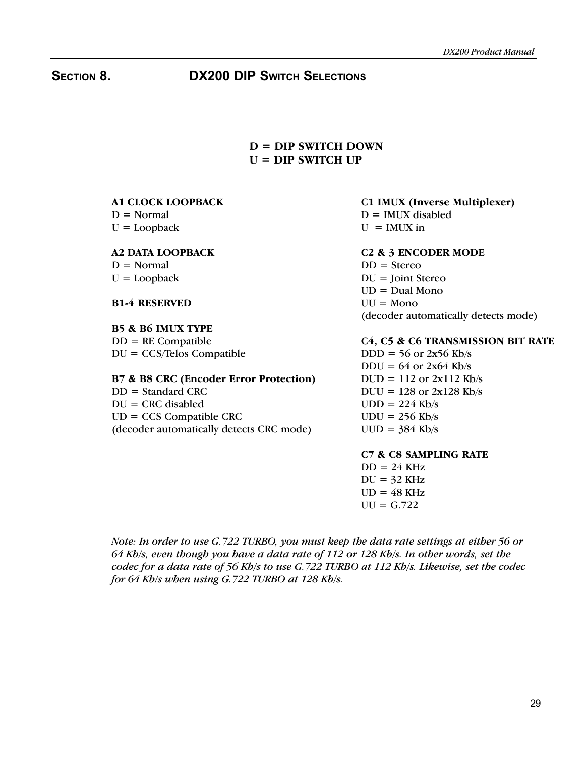# SECTION 8. DX200 DIP SWITCH SELECTIONS

**D = DIP SWITCH DOWN**
**U = DIP SWITCH UP**

**A1 CLOCK LOOPBACK**
D = Normal
U = Loopback

**A2 DATA LOOPBACK**
D = Normal
U = Loopback

**B1-4 RESERVED**

**B5 & B6 IMUX TYPE**
DD = RE Compatible
DU = CCS/Telos Compatible

**B7 & B8 CRC (Encoder Error Protection)**
DD = Standard CRC
DU = CRC disabled
UD = CCS Compatible CRC
(decoder automatically detects CRC mode)

**C1 IMUX (Inverse Multiplexer)**
D = IMUX disabled
U = IMUX in

**C2 & 3 ENCODER MODE**
DD = Stereo
DU = Joint Stereo
UD = Dual Mono
UU = Mono
(decoder automatically detects mode)

**C4, C5 & C6 TRANSMISSION BIT RATE**
DDD = 56 or 2x56 Kb/s
DDU = 64 or 2x64 Kb/s
DUD = 112 or 2x112 Kb/s
DUU = 128 or 2x128 Kb/s
UDD = 224 Kb/s
UDU = 256 Kb/s
UUD = 384 Kb/s

**C7 & C8 SAMPLING RATE**
DD = 24 KHz
DU = 32 KHz
UD = 48 KHz
UU = G.722

*Note: In order to use G.722 TURBO, you must keep the data rate settings at either 56 or 64 Kb/s, even though you have a data rate of 112 or 128 Kb/s. In other words, set the codec for a data rate of 56 Kb/s to use G.722 TURBO at 112 Kb/s. Likewise, set the codec for 64 Kb/s when using G.722 TURBO at 128 Kb/s.*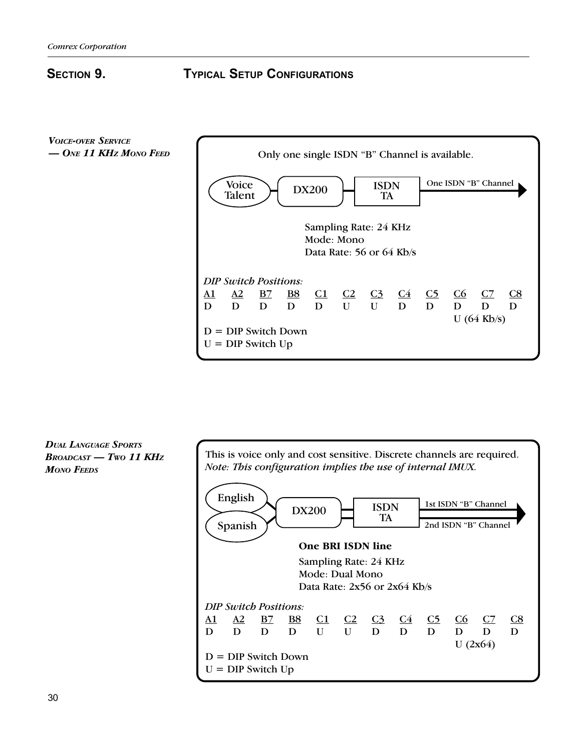# SECTION 9. TYPICAL SETUP CONFIGURATIONS

### *VOICE-OVER SERVICE — ONE 11 KHZ MONO FEED*

Only one single ISDN "B" Channel is available.

Voice Talent — DX200 — ISDN TA — One ISDN "B" Channel

Sampling Rate: 24 KHz
Mode: Mono
Data Rate: 56 or 64 Kb/s

*DIP Switch Positions:*

| A1 | A2 | B7 | B8 | C1 | C2 | C3 | C4 | C5 | C6 | C7 | C8 |
|---|---|---|---|---|---|---|---|---|---|---|---|
| D | D | D | D | D | U | U | D | D | D | D | D |
| | | | | | | | | | U (64 Kb/s) | | |

D = DIP Switch Down
U = DIP Switch Up

### *DUAL LANGUAGE SPORTS BROADCAST — TWO 11 KHZ MONO FEEDS*

This is voice only and cost sensitive. Discrete channels are required.
*Note: This configuration implies the use of internal IMUX.*

English / Spanish — DX200 — ISDN TA — 1st ISDN "B" Channel / 2nd ISDN "B" Channel

**One BRI ISDN line**

Sampling Rate: 24 KHz
Mode: Dual Mono
Data Rate: 2x56 or 2x64 Kb/s

*DIP Switch Positions:*

| A1 | A2 | B7 | B8 | C1 | C2 | C3 | C4 | C5 | C6 | C7 | C8 |
|---|---|---|---|---|---|---|---|---|---|---|---|
| D | D | D | D | U | U | D | D | D | D | D | D |
| | | | | | | | | | U (2x64) | | |

D = DIP Switch Down
U = DIP Switch Up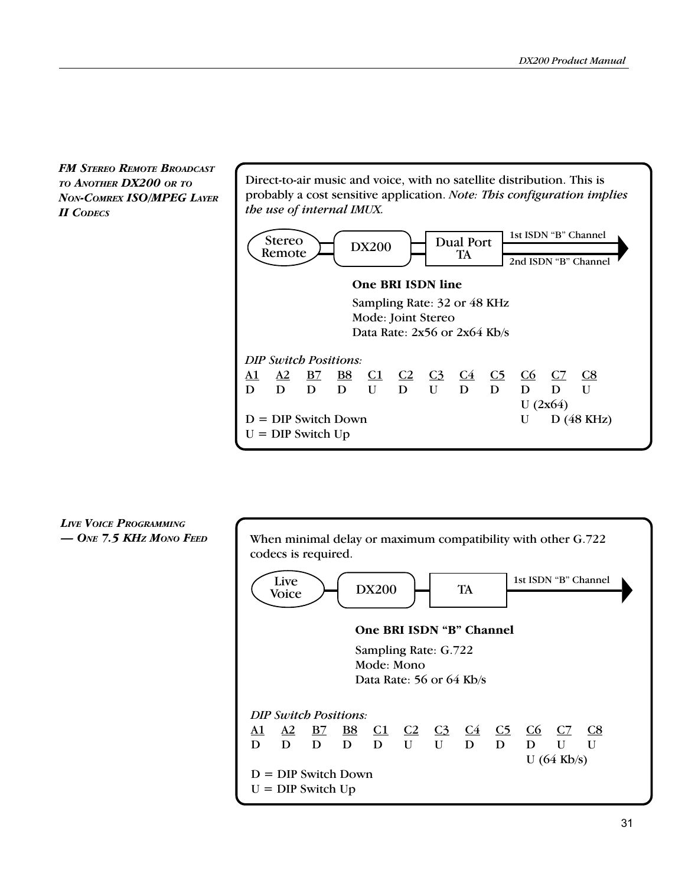### *FM Stereo Remote Broadcast to Another DX200 or to Non-Comrex ISO/MPEG Layer II Codecs*

Direct-to-air music and voice, with no satellite distribution. This is probably a cost sensitive application. *Note: This configuration implies the use of internal IMUX.*

Stereo Remote → DX200 → Dual Port TA → 1st ISDN "B" Channel / 2nd ISDN "B" Channel

**One BRI ISDN line**

Sampling Rate: 32 or 48 KHz
Mode: Joint Stereo
Data Rate: 2x56 or 2x64 Kb/s

*DIP Switch Positions:*

| A1 | A2 | B7 | B8 | C1 | C2 | C3 | C4 | C5 | C6 | C7 | C8 |
|---|---|---|---|---|---|---|---|---|---|---|---|
| D | D | D | D | U | D | U | D | D | D | D | U |
| | | | | | | | | | U (2x64) | | |
| | | | | | | | | | U | D (48 KHz) | |

D = DIP Switch Down
U = DIP Switch Up

### *Live Voice Programming — One 7.5 KHz Mono Feed*

When minimal delay or maximum compatibility with other G.722 codecs is required.

Live Voice → DX200 → TA → 1st ISDN "B" Channel

**One BRI ISDN "B" Channel**

Sampling Rate: G.722
Mode: Mono
Data Rate: 56 or 64 Kb/s

*DIP Switch Positions:*

| A1 | A2 | B7 | B8 | C1 | C2 | C3 | C4 | C5 | C6 | C7 | C8 |
|---|---|---|---|---|---|---|---|---|---|---|---|
| D | D | D | D | D | U | U | D | D | D | U | U |
| | | | | | | | | | U (64 Kb/s) | | |

D = DIP Switch Down
U = DIP Switch Up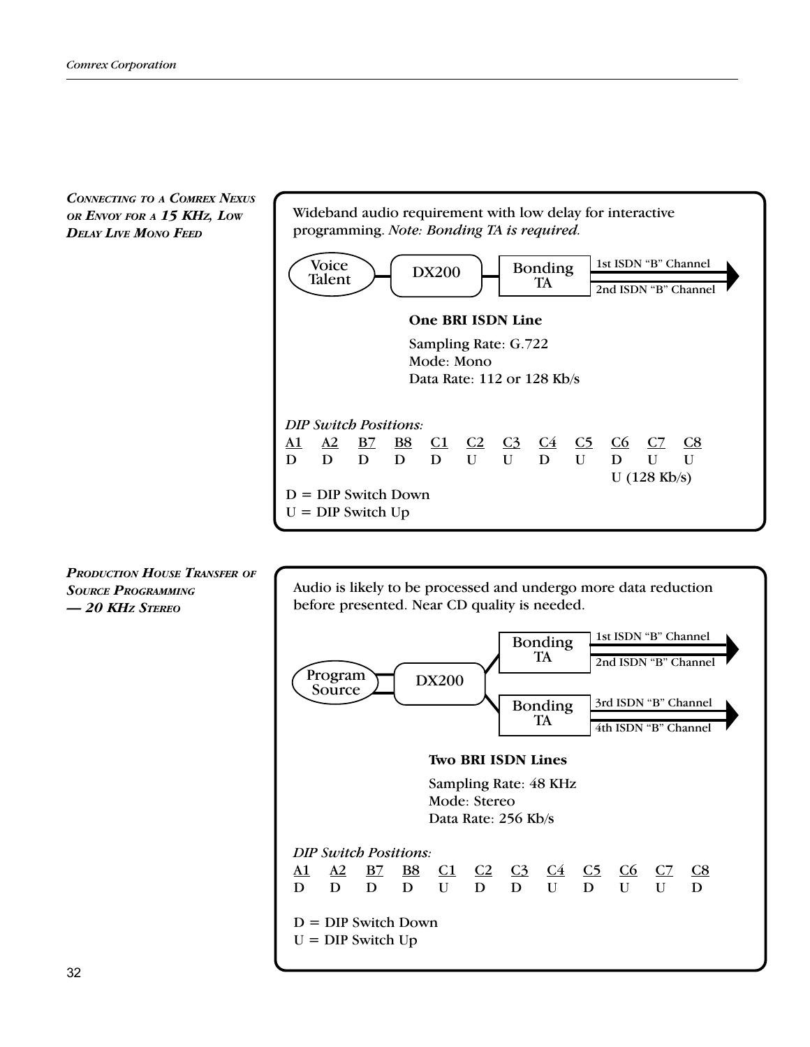### *Connecting to a Comrex Nexus or Envoy for a 15 KHz, Low Delay Live Mono Feed*

Wideband audio requirement with low delay for interactive programming. *Note: Bonding TA is required.*

Voice Talent — DX200 — Bonding TA — 1st ISDN "B" Channel / 2nd ISDN "B" Channel

**One BRI ISDN Line**

Sampling Rate: G.722
Mode: Mono
Data Rate: 112 or 128 Kb/s

*DIP Switch Positions:*

| A1 | A2 | B7 | B8 | C1 | C2 | C3 | C4 | C5 | C6 | C7 | C8 |
|---|---|---|---|---|---|---|---|---|---|---|---|
| D | D | D | D | D | U | U | D | U | D | U | U |
| | | | | | | | | | U (128 Kb/s) | | |

D = DIP Switch Down
U = DIP Switch Up

### *Production House Transfer of Source Programming — 20 KHz Stereo*

Audio is likely to be processed and undergo more data reduction before presented. Near CD quality is needed.

Program Source — DX200 — Bonding TA — 1st ISDN "B" Channel / 2nd ISDN "B" Channel
Program Source — DX200 — Bonding TA — 3rd ISDN "B" Channel / 4th ISDN "B" Channel

**Two BRI ISDN Lines**

Sampling Rate: 48 KHz
Mode: Stereo
Data Rate: 256 Kb/s

*DIP Switch Positions:*

| A1 | A2 | B7 | B8 | C1 | C2 | C3 | C4 | C5 | C6 | C7 | C8 |
|---|---|---|---|---|---|---|---|---|---|---|---|
| D | D | D | D | U | D | D | U | D | U | U | D |

D = DIP Switch Down
U = DIP Switch Up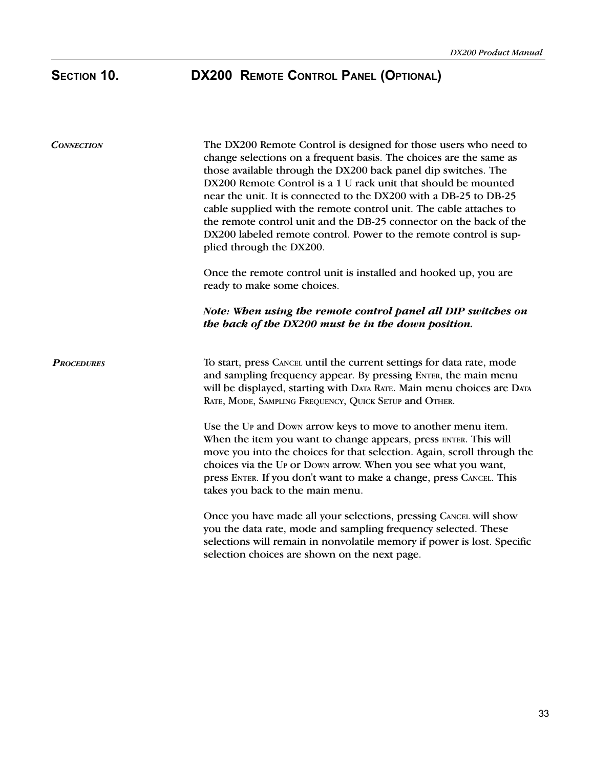# Section 10. DX200 Remote Control Panel (Optional)

*Connection*

The DX200 Remote Control is designed for those users who need to change selections on a frequent basis. The choices are the same as those available through the DX200 back panel dip switches. The DX200 Remote Control is a 1 U rack unit that should be mounted near the unit. It is connected to the DX200 with a DB-25 to DB-25 cable supplied with the remote control unit. The cable attaches to the remote control unit and the DB-25 connector on the back of the DX200 labeled remote control. Power to the remote control is supplied through the DX200.

Once the remote control unit is installed and hooked up, you are ready to make some choices.

***Note: When using the remote control panel all DIP switches on the back of the DX200 must be in the down position.***

*Procedures*

To start, press CANCEL until the current settings for data rate, mode and sampling frequency appear. By pressing ENTER, the main menu will be displayed, starting with DATA RATE. Main menu choices are DATA RATE, MODE, SAMPLING FREQUENCY, QUICK SETUP and OTHER.

Use the UP and DOWN arrow keys to move to another menu item. When the item you want to change appears, press ENTER. This will move you into the choices for that selection. Again, scroll through the choices via the UP or DOWN arrow. When you see what you want, press ENTER. If you don't want to make a change, press CANCEL. This takes you back to the main menu.

Once you have made all your selections, pressing CANCEL will show you the data rate, mode and sampling frequency selected. These selections will remain in nonvolatile memory if power is lost. Specific selection choices are shown on the next page.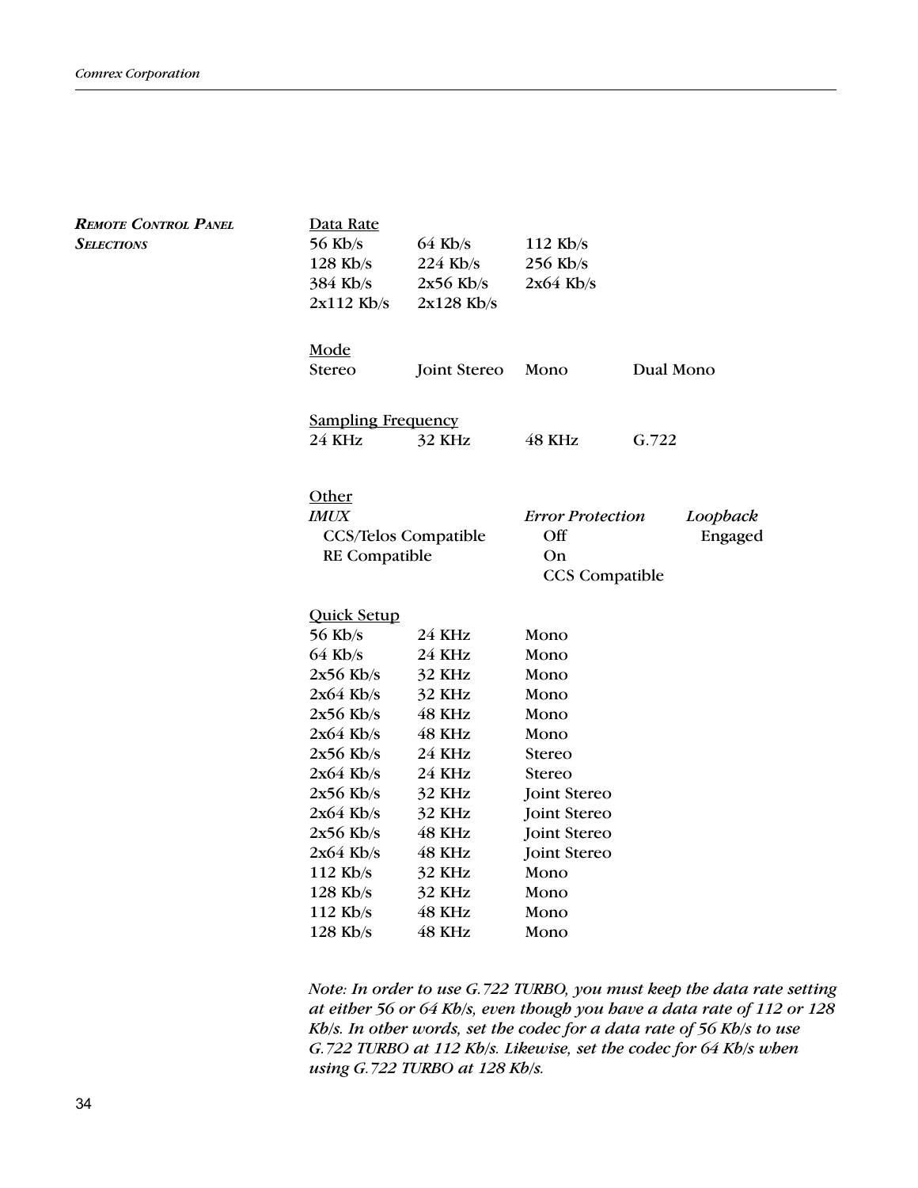***Remote Control Panel Selections***

Data Rate

| | | |
|---|---|---|
| 56 Kb/s | 64 Kb/s | 112 Kb/s |
| 128 Kb/s | 224 Kb/s | 256 Kb/s |
| 384 Kb/s | 2x56 Kb/s | 2x64 Kb/s |
| 2x112 Kb/s | 2x128 Kb/s | |

Mode

| | | | |
|---|---|---|---|
| Stereo | Joint Stereo | Mono | Dual Mono |

Sampling Frequency

| | | | |
|---|---|---|---|
| 24 KHz | 32 KHz | 48 KHz | G.722 |

Other

| *IMUX* | *Error Protection* | *Loopback* |
|---|---|---|
| CCS/Telos Compatible | Off | Engaged |
| RE Compatible | On | |
| | CCS Compatible | |

Quick Setup

| | | |
|---|---|---|
| 56 Kb/s | 24 KHz | Mono |
| 64 Kb/s | 24 KHz | Mono |
| 2x56 Kb/s | 32 KHz | Mono |
| 2x64 Kb/s | 32 KHz | Mono |
| 2x56 Kb/s | 48 KHz | Mono |
| 2x64 Kb/s | 48 KHz | Mono |
| 2x56 Kb/s | 24 KHz | Stereo |
| 2x64 Kb/s | 24 KHz | Stereo |
| 2x56 Kb/s | 32 KHz | Joint Stereo |
| 2x64 Kb/s | 32 KHz | Joint Stereo |
| 2x56 Kb/s | 48 KHz | Joint Stereo |
| 2x64 Kb/s | 48 KHz | Joint Stereo |
| 112 Kb/s | 32 KHz | Mono |
| 128 Kb/s | 32 KHz | Mono |
| 112 Kb/s | 48 KHz | Mono |
| 128 Kb/s | 48 KHz | Mono |

*Note: In order to use G.722 TURBO, you must keep the data rate setting at either 56 or 64 Kb/s, even though you have a data rate of 112 or 128 Kb/s. In other words, set the codec for a data rate of 56 Kb/s to use G.722 TURBO at 112 Kb/s. Likewise, set the codec for 64 Kb/s when using G.722 TURBO at 128 Kb/s.*